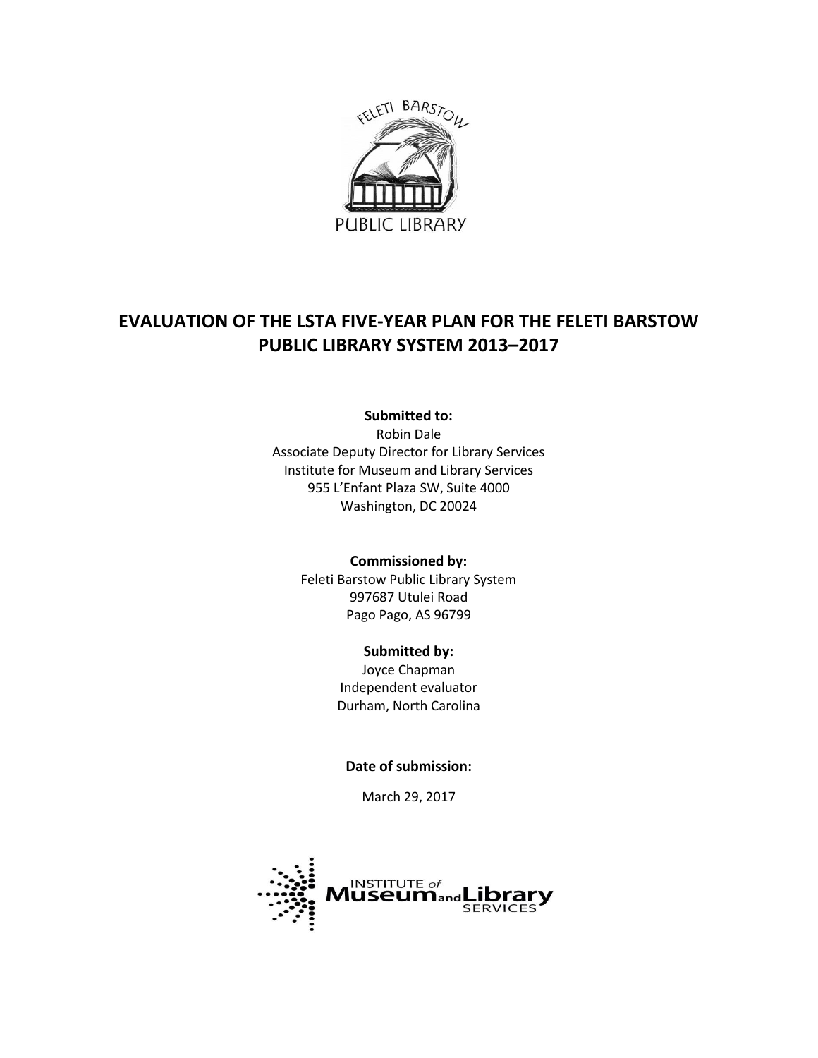# EVALUATION OF THE LSTA FIVE-YEAR PLAN FOR THE FELETI BARSTOW PUBLIC LIBRARY SYSTEM 2013–2017

**Submitted to:**

Robin Dale
Associate Deputy Director for Library Services
Institute for Museum and Library Services
955 L'Enfant Plaza SW, Suite 4000
Washington, DC 20024

**Commissioned by:**

Feleti Barstow Public Library System
997687 Utulei Road
Pago Pago, AS 96799

**Submitted by:**

Joyce Chapman
Independent evaluator
Durham, North Carolina

**Date of submission:**

March 29, 2017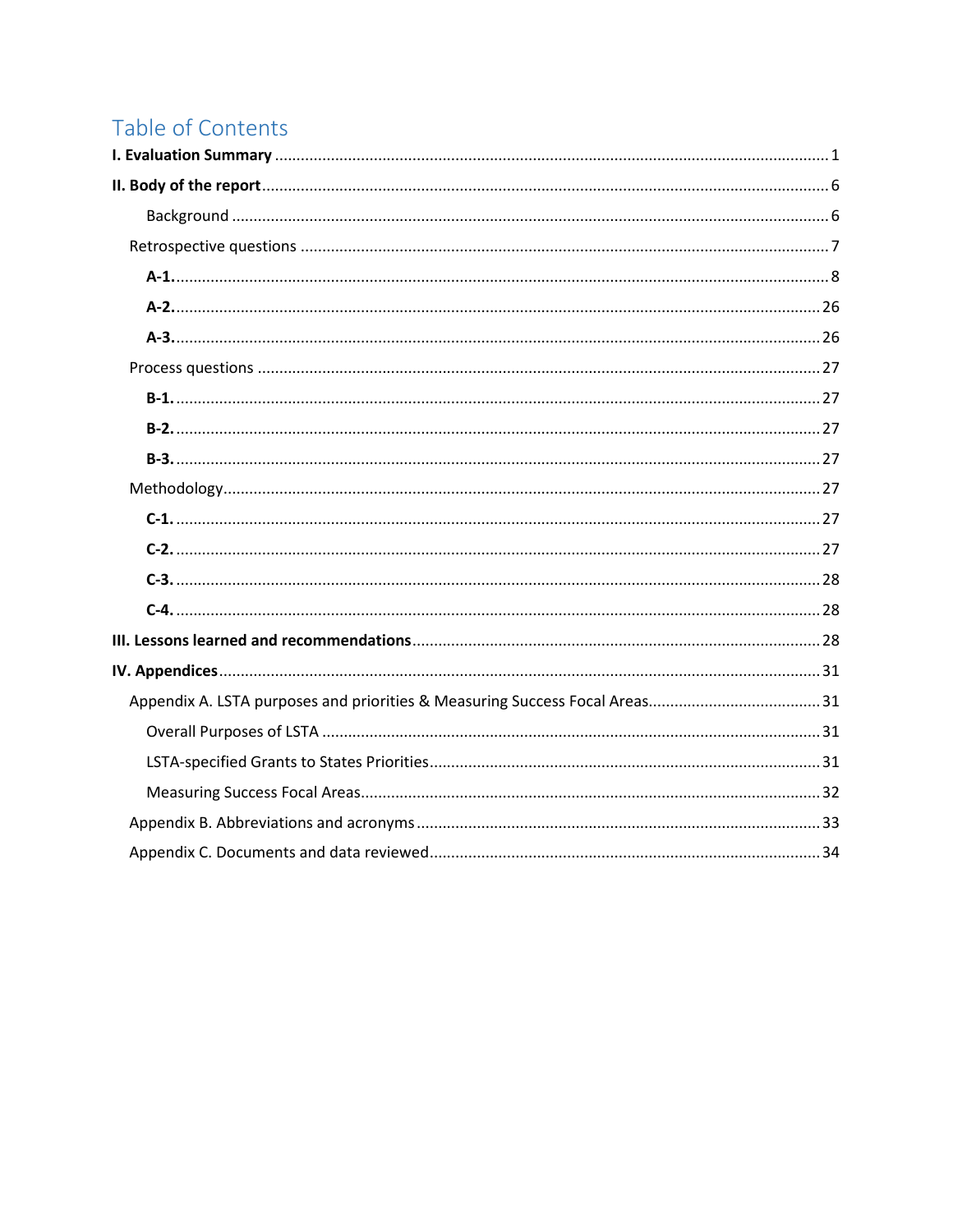# Table of Contents

**I. Evaluation Summary** ............ 1

**II. Body of the report** ............ 6

- Background ............ 6
- Retrospective questions ............ 7
  - **A-1.** ............ 8
  - **A-2.** ............ 26
  - **A-3.** ............ 26
- Process questions ............ 27
  - **B-1.** ............ 27
  - **B-2.** ............ 27
  - **B-3.** ............ 27
- Methodology ............ 27
  - **C-1.** ............ 27
  - **C-2.** ............ 27
  - **C-3.** ............ 28
  - **C-4.** ............ 28

**III. Lessons learned and recommendations** ............ 28

**IV. Appendices** ............ 31

- Appendix A. LSTA purposes and priorities & Measuring Success Focal Areas ............ 31
  - Overall Purposes of LSTA ............ 31
  - LSTA-specified Grants to States Priorities ............ 31
  - Measuring Success Focal Areas ............ 32
- Appendix B. Abbreviations and acronyms ............ 33
- Appendix C. Documents and data reviewed ............ 34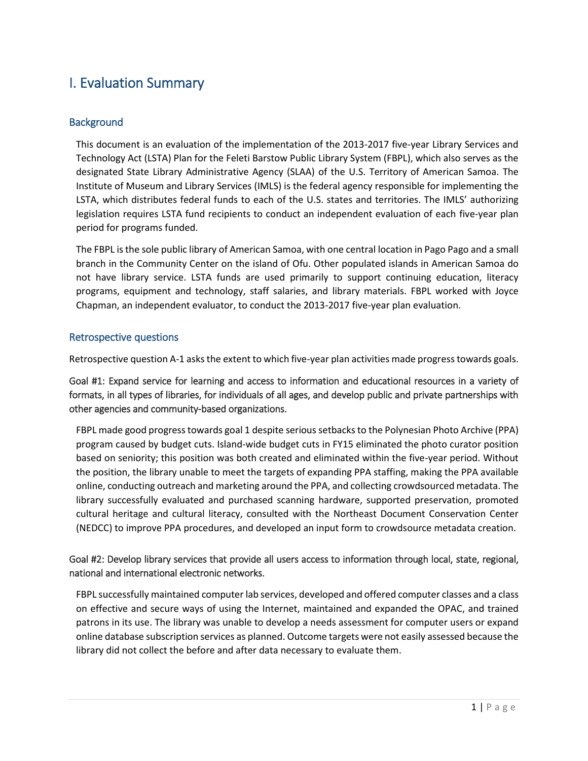# I. Evaluation Summary

## Background

This document is an evaluation of the implementation of the 2013-2017 five-year Library Services and Technology Act (LSTA) Plan for the Feleti Barstow Public Library System (FBPL), which also serves as the designated State Library Administrative Agency (SLAA) of the U.S. Territory of American Samoa. The Institute of Museum and Library Services (IMLS) is the federal agency responsible for implementing the LSTA, which distributes federal funds to each of the U.S. states and territories. The IMLS' authorizing legislation requires LSTA fund recipients to conduct an independent evaluation of each five-year plan period for programs funded.

The FBPL is the sole public library of American Samoa, with one central location in Pago Pago and a small branch in the Community Center on the island of Ofu. Other populated islands in American Samoa do not have library service. LSTA funds are used primarily to support continuing education, literacy programs, equipment and technology, staff salaries, and library materials. FBPL worked with Joyce Chapman, an independent evaluator, to conduct the 2013-2017 five-year plan evaluation.

## Retrospective questions

Retrospective question A-1 asks the extent to which five-year plan activities made progress towards goals.

Goal #1: Expand service for learning and access to information and educational resources in a variety of formats, in all types of libraries, for individuals of all ages, and develop public and private partnerships with other agencies and community-based organizations.

FBPL made good progress towards goal 1 despite serious setbacks to the Polynesian Photo Archive (PPA) program caused by budget cuts. Island-wide budget cuts in FY15 eliminated the photo curator position based on seniority; this position was both created and eliminated within the five-year period. Without the position, the library unable to meet the targets of expanding PPA staffing, making the PPA available online, conducting outreach and marketing around the PPA, and collecting crowdsourced metadata. The library successfully evaluated and purchased scanning hardware, supported preservation, promoted cultural heritage and cultural literacy, consulted with the Northeast Document Conservation Center (NEDCC) to improve PPA procedures, and developed an input form to crowdsource metadata creation.

Goal #2: Develop library services that provide all users access to information through local, state, regional, national and international electronic networks.

FBPL successfully maintained computer lab services, developed and offered computer classes and a class on effective and secure ways of using the Internet, maintained and expanded the OPAC, and trained patrons in its use. The library was unable to develop a needs assessment for computer users or expand online database subscription services as planned. Outcome targets were not easily assessed because the library did not collect the before and after data necessary to evaluate them.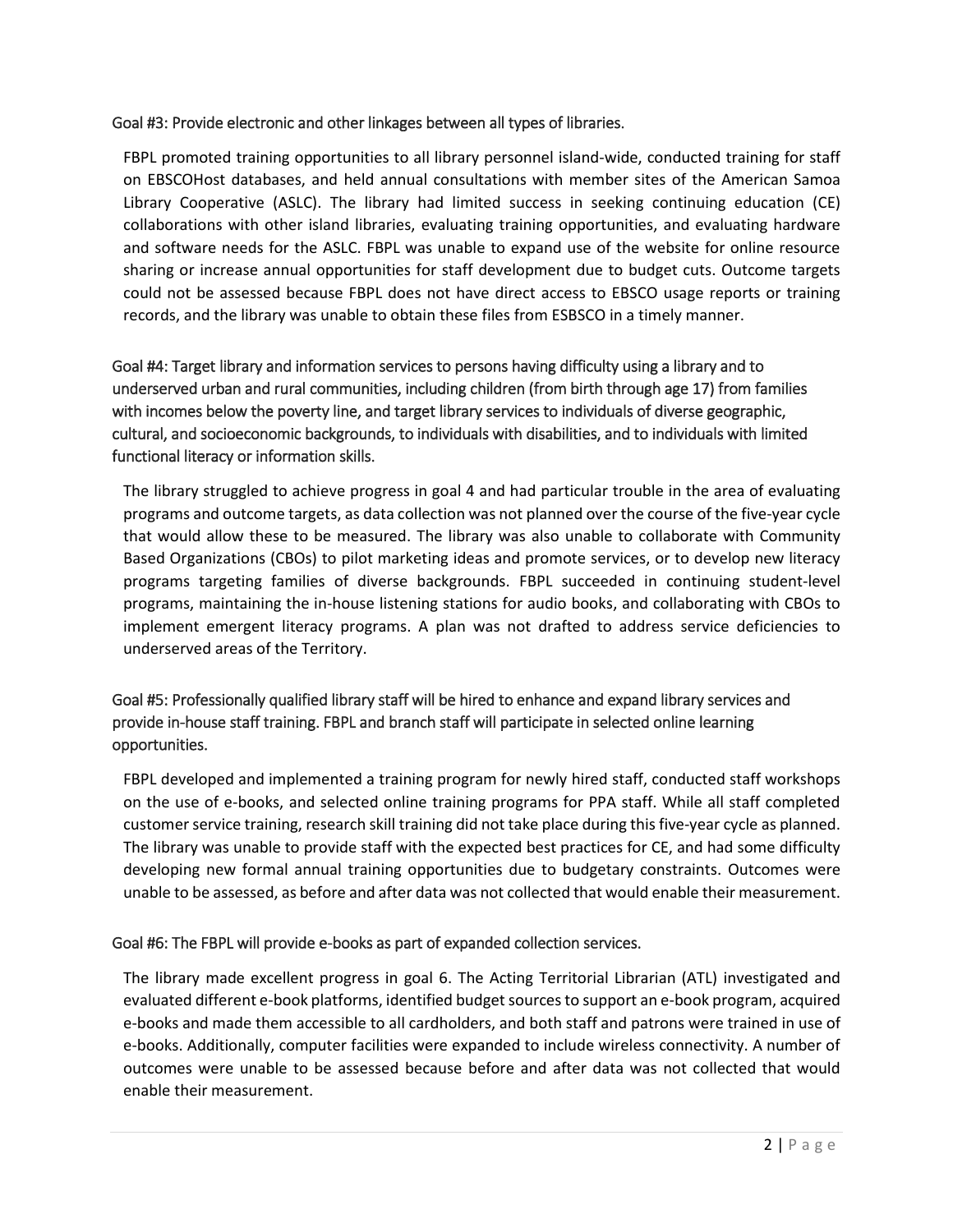### Goal #3: Provide electronic and other linkages between all types of libraries.

FBPL promoted training opportunities to all library personnel island-wide, conducted training for staff on EBSCOHost databases, and held annual consultations with member sites of the American Samoa Library Cooperative (ASLC). The library had limited success in seeking continuing education (CE) collaborations with other island libraries, evaluating training opportunities, and evaluating hardware and software needs for the ASLC. FBPL was unable to expand use of the website for online resource sharing or increase annual opportunities for staff development due to budget cuts. Outcome targets could not be assessed because FBPL does not have direct access to EBSCO usage reports or training records, and the library was unable to obtain these files from ESBSCO in a timely manner.

### Goal #4: Target library and information services to persons having difficulty using a library and to underserved urban and rural communities, including children (from birth through age 17) from families with incomes below the poverty line, and target library services to individuals of diverse geographic, cultural, and socioeconomic backgrounds, to individuals with disabilities, and to individuals with limited functional literacy or information skills.

The library struggled to achieve progress in goal 4 and had particular trouble in the area of evaluating programs and outcome targets, as data collection was not planned over the course of the five-year cycle that would allow these to be measured. The library was also unable to collaborate with Community Based Organizations (CBOs) to pilot marketing ideas and promote services, or to develop new literacy programs targeting families of diverse backgrounds. FBPL succeeded in continuing student-level programs, maintaining the in-house listening stations for audio books, and collaborating with CBOs to implement emergent literacy programs. A plan was not drafted to address service deficiencies to underserved areas of the Territory.

### Goal #5: Professionally qualified library staff will be hired to enhance and expand library services and provide in-house staff training. FBPL and branch staff will participate in selected online learning opportunities.

FBPL developed and implemented a training program for newly hired staff, conducted staff workshops on the use of e-books, and selected online training programs for PPA staff. While all staff completed customer service training, research skill training did not take place during this five-year cycle as planned. The library was unable to provide staff with the expected best practices for CE, and had some difficulty developing new formal annual training opportunities due to budgetary constraints. Outcomes were unable to be assessed, as before and after data was not collected that would enable their measurement.

### Goal #6: The FBPL will provide e-books as part of expanded collection services.

The library made excellent progress in goal 6. The Acting Territorial Librarian (ATL) investigated and evaluated different e-book platforms, identified budget sources to support an e-book program, acquired e-books and made them accessible to all cardholders, and both staff and patrons were trained in use of e-books. Additionally, computer facilities were expanded to include wireless connectivity. A number of outcomes were unable to be assessed because before and after data was not collected that would enable their measurement.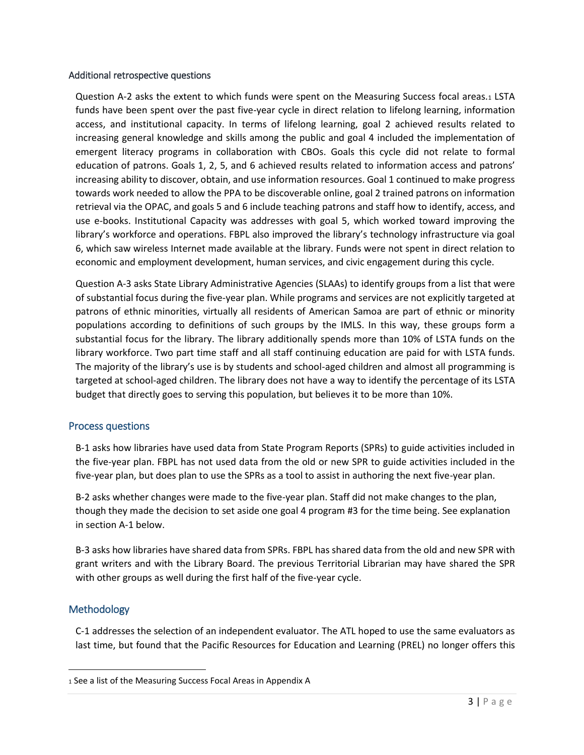### Additional retrospective questions

Question A-2 asks the extent to which funds were spent on the Measuring Success focal areas.[1] LSTA funds have been spent over the past five-year cycle in direct relation to lifelong learning, information access, and institutional capacity. In terms of lifelong learning, goal 2 achieved results related to increasing general knowledge and skills among the public and goal 4 included the implementation of emergent literacy programs in collaboration with CBOs. Goals this cycle did not relate to formal education of patrons. Goals 1, 2, 5, and 6 achieved results related to information access and patrons' increasing ability to discover, obtain, and use information resources. Goal 1 continued to make progress towards work needed to allow the PPA to be discoverable online, goal 2 trained patrons on information retrieval via the OPAC, and goals 5 and 6 include teaching patrons and staff how to identify, access, and use e-books. Institutional Capacity was addresses with goal 5, which worked toward improving the library's workforce and operations. FBPL also improved the library's technology infrastructure via goal 6, which saw wireless Internet made available at the library. Funds were not spent in direct relation to economic and employment development, human services, and civic engagement during this cycle.

Question A-3 asks State Library Administrative Agencies (SLAAs) to identify groups from a list that were of substantial focus during the five-year plan. While programs and services are not explicitly targeted at patrons of ethnic minorities, virtually all residents of American Samoa are part of ethnic or minority populations according to definitions of such groups by the IMLS. In this way, these groups form a substantial focus for the library. The library additionally spends more than 10% of LSTA funds on the library workforce. Two part time staff and all staff continuing education are paid for with LSTA funds. The majority of the library's use is by students and school-aged children and almost all programming is targeted at school-aged children. The library does not have a way to identify the percentage of its LSTA budget that directly goes to serving this population, but believes it to be more than 10%.

## Process questions

B-1 asks how libraries have used data from State Program Reports (SPRs) to guide activities included in the five-year plan. FBPL has not used data from the old or new SPR to guide activities included in the five-year plan, but does plan to use the SPRs as a tool to assist in authoring the next five-year plan.

B-2 asks whether changes were made to the five-year plan. Staff did not make changes to the plan, though they made the decision to set aside one goal 4 program #3 for the time being. See explanation in section A-1 below.

B-3 asks how libraries have shared data from SPRs. FBPL has shared data from the old and new SPR with grant writers and with the Library Board. The previous Territorial Librarian may have shared the SPR with other groups as well during the first half of the five-year cycle.

## Methodology

C-1 addresses the selection of an independent evaluator. The ATL hoped to use the same evaluators as last time, but found that the Pacific Resources for Education and Learning (PREL) no longer offers this

[1] See a list of the Measuring Success Focal Areas in Appendix A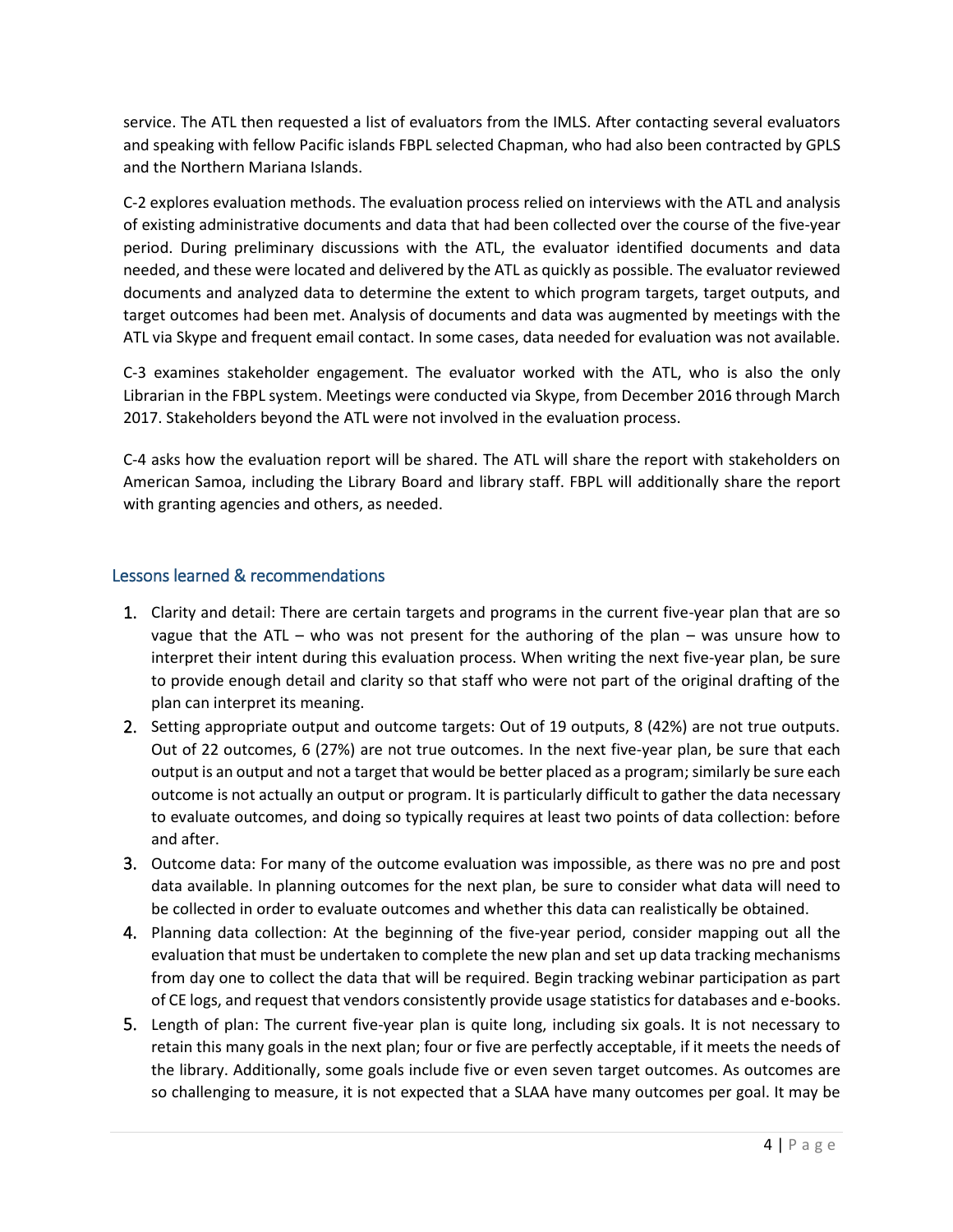service. The ATL then requested a list of evaluators from the IMLS. After contacting several evaluators and speaking with fellow Pacific islands FBPL selected Chapman, who had also been contracted by GPLS and the Northern Mariana Islands.

C-2 explores evaluation methods. The evaluation process relied on interviews with the ATL and analysis of existing administrative documents and data that had been collected over the course of the five-year period. During preliminary discussions with the ATL, the evaluator identified documents and data needed, and these were located and delivered by the ATL as quickly as possible. The evaluator reviewed documents and analyzed data to determine the extent to which program targets, target outputs, and target outcomes had been met. Analysis of documents and data was augmented by meetings with the ATL via Skype and frequent email contact. In some cases, data needed for evaluation was not available.

C-3 examines stakeholder engagement. The evaluator worked with the ATL, who is also the only Librarian in the FBPL system. Meetings were conducted via Skype, from December 2016 through March 2017. Stakeholders beyond the ATL were not involved in the evaluation process.

C-4 asks how the evaluation report will be shared. The ATL will share the report with stakeholders on American Samoa, including the Library Board and library staff. FBPL will additionally share the report with granting agencies and others, as needed.

## Lessons learned & recommendations

1. Clarity and detail: There are certain targets and programs in the current five-year plan that are so vague that the ATL – who was not present for the authoring of the plan – was unsure how to interpret their intent during this evaluation process. When writing the next five-year plan, be sure to provide enough detail and clarity so that staff who were not part of the original drafting of the plan can interpret its meaning.
2. Setting appropriate output and outcome targets: Out of 19 outputs, 8 (42%) are not true outputs. Out of 22 outcomes, 6 (27%) are not true outcomes. In the next five-year plan, be sure that each output is an output and not a target that would be better placed as a program; similarly be sure each outcome is not actually an output or program. It is particularly difficult to gather the data necessary to evaluate outcomes, and doing so typically requires at least two points of data collection: before and after.
3. Outcome data: For many of the outcome evaluation was impossible, as there was no pre and post data available. In planning outcomes for the next plan, be sure to consider what data will need to be collected in order to evaluate outcomes and whether this data can realistically be obtained.
4. Planning data collection: At the beginning of the five-year period, consider mapping out all the evaluation that must be undertaken to complete the new plan and set up data tracking mechanisms from day one to collect the data that will be required. Begin tracking webinar participation as part of CE logs, and request that vendors consistently provide usage statistics for databases and e-books.
5. Length of plan: The current five-year plan is quite long, including six goals. It is not necessary to retain this many goals in the next plan; four or five are perfectly acceptable, if it meets the needs of the library. Additionally, some goals include five or even seven target outcomes. As outcomes are so challenging to measure, it is not expected that a SLAA have many outcomes per goal. It may be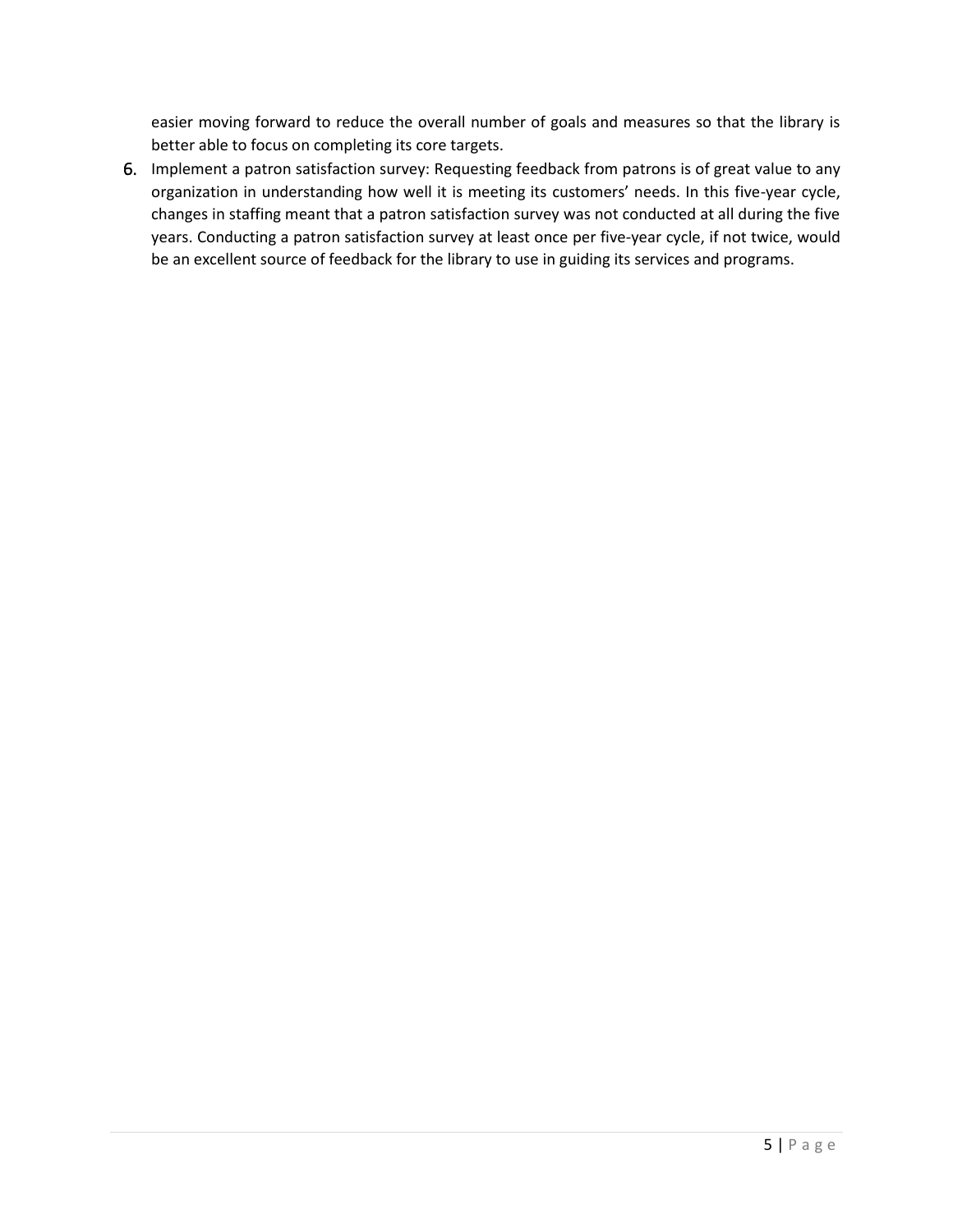easier moving forward to reduce the overall number of goals and measures so that the library is better able to focus on completing its core targets.

6. Implement a patron satisfaction survey: Requesting feedback from patrons is of great value to any organization in understanding how well it is meeting its customers' needs. In this five-year cycle, changes in staffing meant that a patron satisfaction survey was not conducted at all during the five years. Conducting a patron satisfaction survey at least once per five-year cycle, if not twice, would be an excellent source of feedback for the library to use in guiding its services and programs.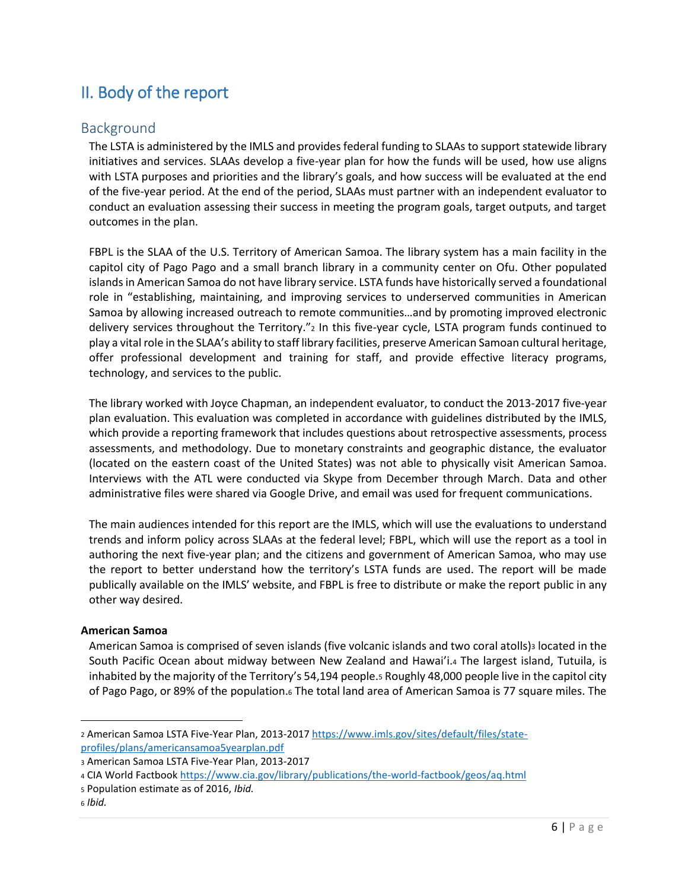# II. Body of the report

## Background

The LSTA is administered by the IMLS and provides federal funding to SLAAs to support statewide library initiatives and services. SLAAs develop a five-year plan for how the funds will be used, how use aligns with LSTA purposes and priorities and the library's goals, and how success will be evaluated at the end of the five-year period. At the end of the period, SLAAs must partner with an independent evaluator to conduct an evaluation assessing their success in meeting the program goals, target outputs, and target outcomes in the plan.

FBPL is the SLAA of the U.S. Territory of American Samoa. The library system has a main facility in the capitol city of Pago Pago and a small branch library in a community center on Ofu. Other populated islands in American Samoa do not have library service. LSTA funds have historically served a foundational role in "establishing, maintaining, and improving services to underserved communities in American Samoa by allowing increased outreach to remote communities…and by promoting improved electronic delivery services throughout the Territory."[2] In this five-year cycle, LSTA program funds continued to play a vital role in the SLAA's ability to staff library facilities, preserve American Samoan cultural heritage, offer professional development and training for staff, and provide effective literacy programs, technology, and services to the public.

The library worked with Joyce Chapman, an independent evaluator, to conduct the 2013-2017 five-year plan evaluation. This evaluation was completed in accordance with guidelines distributed by the IMLS, which provide a reporting framework that includes questions about retrospective assessments, process assessments, and methodology. Due to monetary constraints and geographic distance, the evaluator (located on the eastern coast of the United States) was not able to physically visit American Samoa. Interviews with the ATL were conducted via Skype from December through March. Data and other administrative files were shared via Google Drive, and email was used for frequent communications.

The main audiences intended for this report are the IMLS, which will use the evaluations to understand trends and inform policy across SLAAs at the federal level; FBPL, which will use the report as a tool in authoring the next five-year plan; and the citizens and government of American Samoa, who may use the report to better understand how the territory's LSTA funds are used. The report will be made publically available on the IMLS' website, and FBPL is free to distribute or make the report public in any other way desired.

**American Samoa**

American Samoa is comprised of seven islands (five volcanic islands and two coral atolls)[3] located in the South Pacific Ocean about midway between New Zealand and Hawai'i.[4] The largest island, Tutuila, is inhabited by the majority of the Territory's 54,194 people.[5] Roughly 48,000 people live in the capitol city of Pago Pago, or 89% of the population.[6] The total land area of American Samoa is 77 square miles. The

---

[2] American Samoa LSTA Five-Year Plan, 2013-2017 https://www.imls.gov/sites/default/files/state-profiles/plans/americansamoa5yearplan.pdf

[3] American Samoa LSTA Five-Year Plan, 2013-2017

[4] CIA World Factbook https://www.cia.gov/library/publications/the-world-factbook/geos/aq.html

[5] Population estimate as of 2016, *Ibid.*

[6] *Ibid.*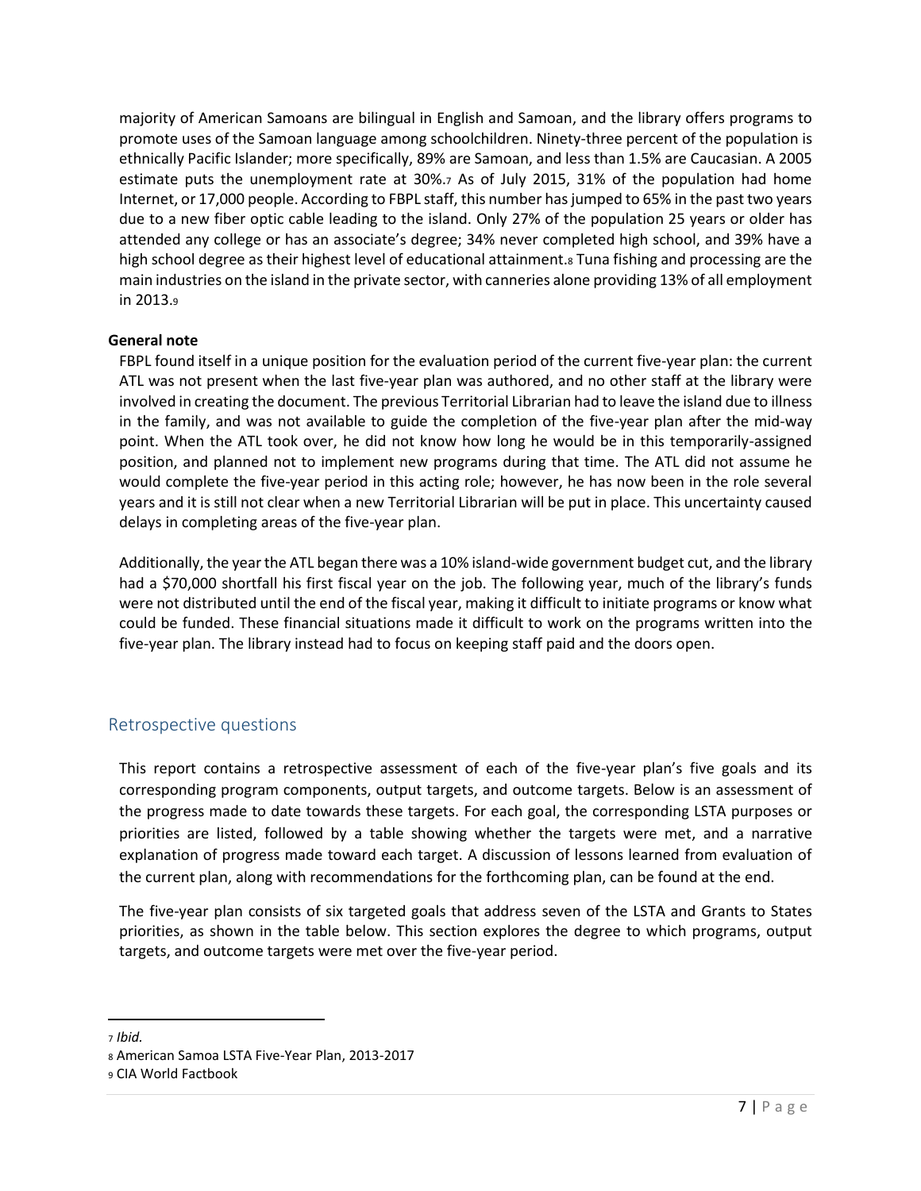majority of American Samoans are bilingual in English and Samoan, and the library offers programs to promote uses of the Samoan language among schoolchildren. Ninety-three percent of the population is ethnically Pacific Islander; more specifically, 89% are Samoan, and less than 1.5% are Caucasian. A 2005 estimate puts the unemployment rate at 30%.[7] As of July 2015, 31% of the population had home Internet, or 17,000 people. According to FBPL staff, this number has jumped to 65% in the past two years due to a new fiber optic cable leading to the island. Only 27% of the population 25 years or older has attended any college or has an associate's degree; 34% never completed high school, and 39% have a high school degree as their highest level of educational attainment.[8] Tuna fishing and processing are the main industries on the island in the private sector, with canneries alone providing 13% of all employment in 2013.[9]

**General note**

FBPL found itself in a unique position for the evaluation period of the current five-year plan: the current ATL was not present when the last five-year plan was authored, and no other staff at the library were involved in creating the document. The previous Territorial Librarian had to leave the island due to illness in the family, and was not available to guide the completion of the five-year plan after the mid-way point. When the ATL took over, he did not know how long he would be in this temporarily-assigned position, and planned not to implement new programs during that time. The ATL did not assume he would complete the five-year period in this acting role; however, he has now been in the role several years and it is still not clear when a new Territorial Librarian will be put in place. This uncertainty caused delays in completing areas of the five-year plan.

Additionally, the year the ATL began there was a 10% island-wide government budget cut, and the library had a $70,000 shortfall his first fiscal year on the job. The following year, much of the library's funds were not distributed until the end of the fiscal year, making it difficult to initiate programs or know what could be funded. These financial situations made it difficult to work on the programs written into the five-year plan. The library instead had to focus on keeping staff paid and the doors open.

## Retrospective questions

This report contains a retrospective assessment of each of the five-year plan's five goals and its corresponding program components, output targets, and outcome targets. Below is an assessment of the progress made to date towards these targets. For each goal, the corresponding LSTA purposes or priorities are listed, followed by a table showing whether the targets were met, and a narrative explanation of progress made toward each target. A discussion of lessons learned from evaluation of the current plan, along with recommendations for the forthcoming plan, can be found at the end.

The five-year plan consists of six targeted goals that address seven of the LSTA and Grants to States priorities, as shown in the table below. This section explores the degree to which programs, output targets, and outcome targets were met over the five-year period.

---

[7] *Ibid.*

[8] American Samoa LSTA Five-Year Plan, 2013-2017

[9] CIA World Factbook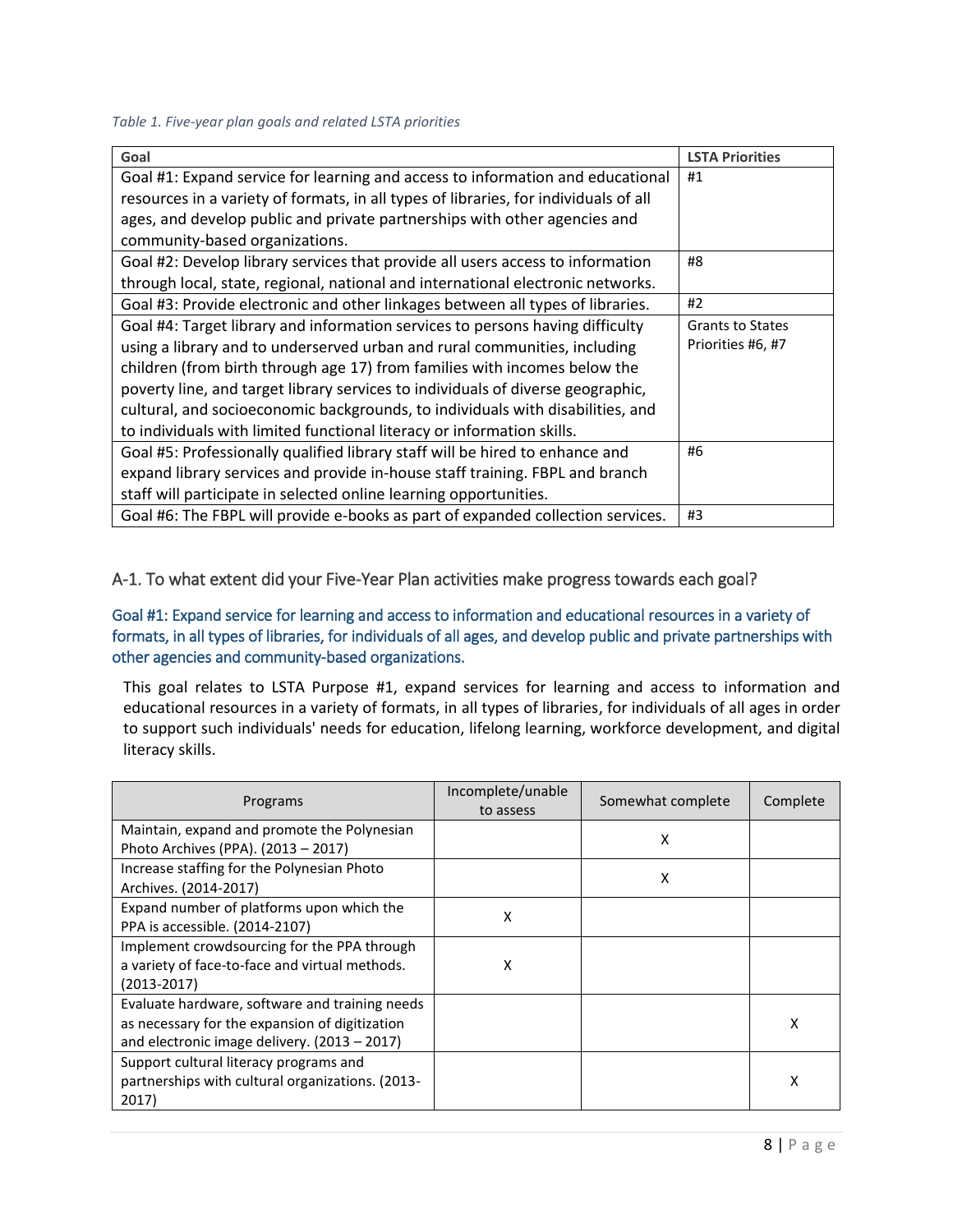*Table 1. Five-year plan goals and related LSTA priorities*

| Goal | LSTA Priorities |
|---|---|
| Goal #1: Expand service for learning and access to information and educational resources in a variety of formats, in all types of libraries, for individuals of all ages, and develop public and private partnerships with other agencies and community-based organizations. | #1 |
| Goal #2: Develop library services that provide all users access to information through local, state, regional, national and international electronic networks. | #8 |
| Goal #3: Provide electronic and other linkages between all types of libraries. | #2 |
| Goal #4: Target library and information services to persons having difficulty using a library and to underserved urban and rural communities, including children (from birth through age 17) from families with incomes below the poverty line, and target library services to individuals of diverse geographic, cultural, and socioeconomic backgrounds, to individuals with disabilities, and to individuals with limited functional literacy or information skills. | Grants to States Priorities #6, #7 |
| Goal #5: Professionally qualified library staff will be hired to enhance and expand library services and provide in-house staff training. FBPL and branch staff will participate in selected online learning opportunities. | #6 |
| Goal #6: The FBPL will provide e-books as part of expanded collection services. | #3 |

## A-1. To what extent did your Five-Year Plan activities make progress towards each goal?

### Goal #1: Expand service for learning and access to information and educational resources in a variety of formats, in all types of libraries, for individuals of all ages, and develop public and private partnerships with other agencies and community-based organizations.

This goal relates to LSTA Purpose #1, expand services for learning and access to information and educational resources in a variety of formats, in all types of libraries, for individuals of all ages in order to support such individuals' needs for education, lifelong learning, workforce development, and digital literacy skills.

| Programs | Incomplete/unable to assess | Somewhat complete | Complete |
|---|---|---|---|
| Maintain, expand and promote the Polynesian Photo Archives (PPA). (2013 – 2017) | | X | |
| Increase staffing for the Polynesian Photo Archives. (2014-2017) | | X | |
| Expand number of platforms upon which the PPA is accessible. (2014-2107) | X | | |
| Implement crowdsourcing for the PPA through a variety of face-to-face and virtual methods. (2013-2017) | X | | |
| Evaluate hardware, software and training needs as necessary for the expansion of digitization and electronic image delivery. (2013 – 2017) | | | X |
| Support cultural literacy programs and partnerships with cultural organizations. (2013-2017) | | | X |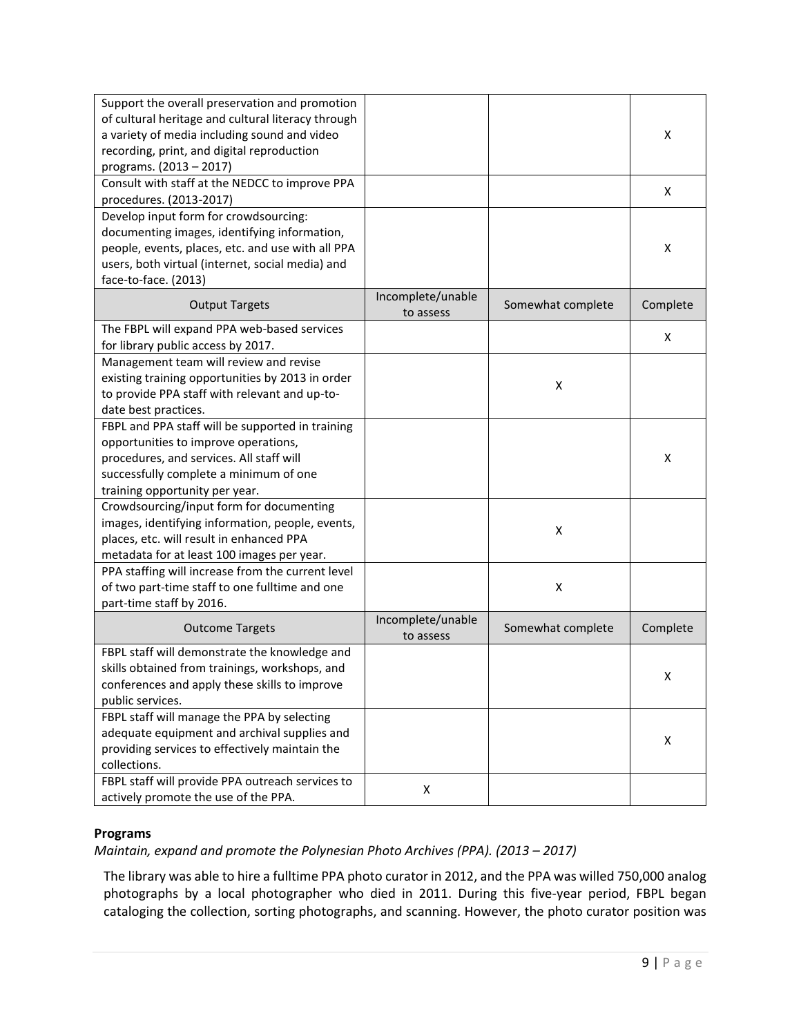| | | | |
|---|---|---|---|
| Support the overall preservation and promotion of cultural heritage and cultural literacy through a variety of media including sound and video recording, print, and digital reproduction programs. (2013 – 2017) | | | X |
| Consult with staff at the NEDCC to improve PPA procedures. (2013-2017) | | | X |
| Develop input form for crowdsourcing: documenting images, identifying information, people, events, places, etc. and use with all PPA users, both virtual (internet, social media) and face-to-face. (2013) | | | X |
| **Output Targets** | **Incomplete/unable to assess** | **Somewhat complete** | **Complete** |
| The FBPL will expand PPA web-based services for library public access by 2017. | | | X |
| Management team will review and revise existing training opportunities by 2013 in order to provide PPA staff with relevant and up-to-date best practices. | | X | |
| FBPL and PPA staff will be supported in training opportunities to improve operations, procedures, and services. All staff will successfully complete a minimum of one training opportunity per year. | | | X |
| Crowdsourcing/input form for documenting images, identifying information, people, events, places, etc. will result in enhanced PPA metadata for at least 100 images per year. | | X | |
| PPA staffing will increase from the current level of two part-time staff to one fulltime and one part-time staff by 2016. | | X | |
| **Outcome Targets** | **Incomplete/unable to assess** | **Somewhat complete** | **Complete** |
| FBPL staff will demonstrate the knowledge and skills obtained from trainings, workshops, and conferences and apply these skills to improve public services. | | | X |
| FBPL staff will manage the PPA by selecting adequate equipment and archival supplies and providing services to effectively maintain the collections. | | | X |
| FBPL staff will provide PPA outreach services to actively promote the use of the PPA. | X | | |

**Programs**

*Maintain, expand and promote the Polynesian Photo Archives (PPA). (2013 – 2017)*

The library was able to hire a fulltime PPA photo curator in 2012, and the PPA was willed 750,000 analog photographs by a local photographer who died in 2011. During this five-year period, FBPL began cataloging the collection, sorting photographs, and scanning. However, the photo curator position was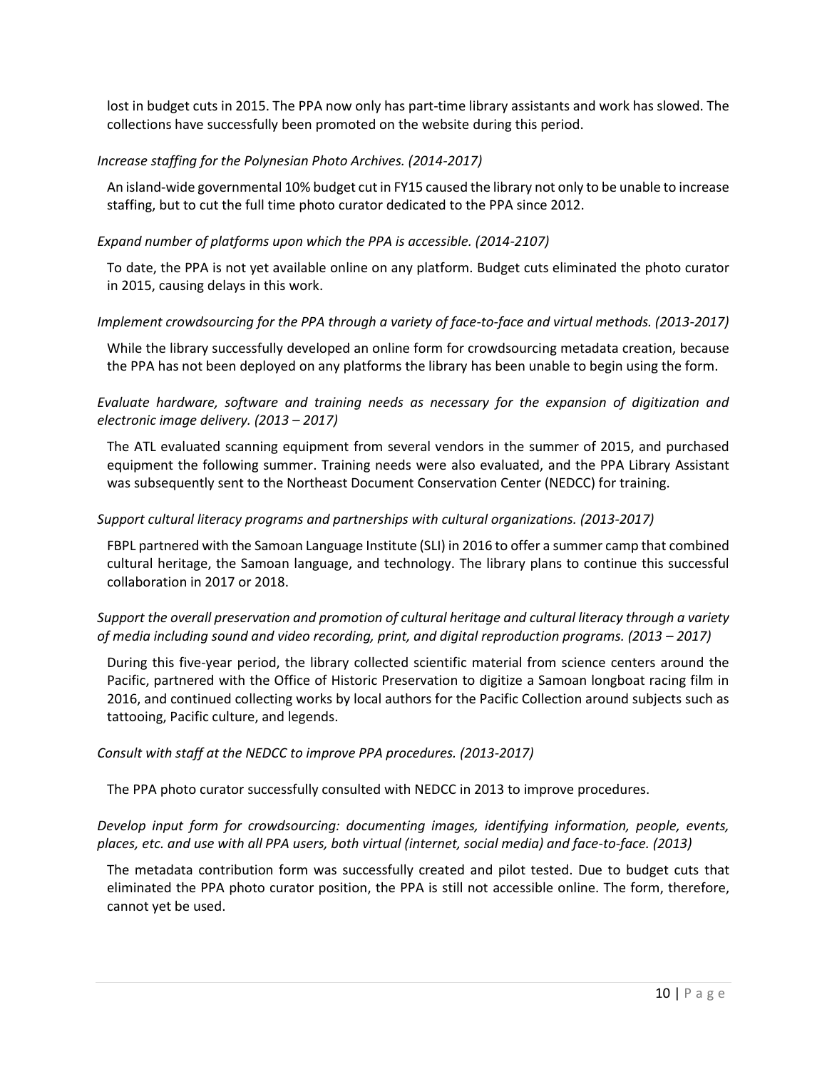lost in budget cuts in 2015. The PPA now only has part-time library assistants and work has slowed. The collections have successfully been promoted on the website during this period.

*Increase staffing for the Polynesian Photo Archives. (2014-2017)*

An island-wide governmental 10% budget cut in FY15 caused the library not only to be unable to increase staffing, but to cut the full time photo curator dedicated to the PPA since 2012.

*Expand number of platforms upon which the PPA is accessible. (2014-2107)*

To date, the PPA is not yet available online on any platform. Budget cuts eliminated the photo curator in 2015, causing delays in this work.

*Implement crowdsourcing for the PPA through a variety of face-to-face and virtual methods. (2013-2017)*

While the library successfully developed an online form for crowdsourcing metadata creation, because the PPA has not been deployed on any platforms the library has been unable to begin using the form.

*Evaluate hardware, software and training needs as necessary for the expansion of digitization and electronic image delivery. (2013 – 2017)*

The ATL evaluated scanning equipment from several vendors in the summer of 2015, and purchased equipment the following summer. Training needs were also evaluated, and the PPA Library Assistant was subsequently sent to the Northeast Document Conservation Center (NEDCC) for training.

*Support cultural literacy programs and partnerships with cultural organizations. (2013-2017)*

FBPL partnered with the Samoan Language Institute (SLI) in 2016 to offer a summer camp that combined cultural heritage, the Samoan language, and technology. The library plans to continue this successful collaboration in 2017 or 2018.

*Support the overall preservation and promotion of cultural heritage and cultural literacy through a variety of media including sound and video recording, print, and digital reproduction programs. (2013 – 2017)*

During this five-year period, the library collected scientific material from science centers around the Pacific, partnered with the Office of Historic Preservation to digitize a Samoan longboat racing film in 2016, and continued collecting works by local authors for the Pacific Collection around subjects such as tattooing, Pacific culture, and legends.

*Consult with staff at the NEDCC to improve PPA procedures. (2013-2017)*

The PPA photo curator successfully consulted with NEDCC in 2013 to improve procedures.

*Develop input form for crowdsourcing: documenting images, identifying information, people, events, places, etc. and use with all PPA users, both virtual (internet, social media) and face-to-face. (2013)*

The metadata contribution form was successfully created and pilot tested. Due to budget cuts that eliminated the PPA photo curator position, the PPA is still not accessible online. The form, therefore, cannot yet be used.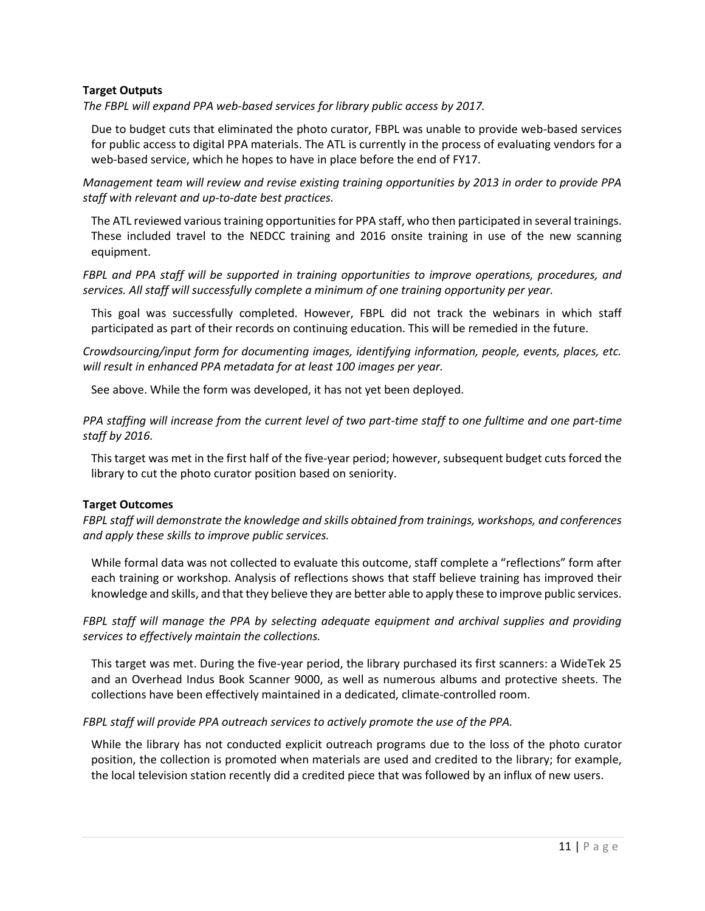**Target Outputs**

*The FBPL will expand PPA web-based services for library public access by 2017.*

Due to budget cuts that eliminated the photo curator, FBPL was unable to provide web-based services for public access to digital PPA materials. The ATL is currently in the process of evaluating vendors for a web-based service, which he hopes to have in place before the end of FY17.

*Management team will review and revise existing training opportunities by 2013 in order to provide PPA staff with relevant and up-to-date best practices.*

The ATL reviewed various training opportunities for PPA staff, who then participated in several trainings. These included travel to the NEDCC training and 2016 onsite training in use of the new scanning equipment.

*FBPL and PPA staff will be supported in training opportunities to improve operations, procedures, and services. All staff will successfully complete a minimum of one training opportunity per year.*

This goal was successfully completed. However, FBPL did not track the webinars in which staff participated as part of their records on continuing education. This will be remedied in the future.

*Crowdsourcing/input form for documenting images, identifying information, people, events, places, etc. will result in enhanced PPA metadata for at least 100 images per year.*

See above. While the form was developed, it has not yet been deployed.

*PPA staffing will increase from the current level of two part-time staff to one fulltime and one part-time staff by 2016.*

This target was met in the first half of the five-year period; however, subsequent budget cuts forced the library to cut the photo curator position based on seniority.

**Target Outcomes**

*FBPL staff will demonstrate the knowledge and skills obtained from trainings, workshops, and conferences and apply these skills to improve public services.*

While formal data was not collected to evaluate this outcome, staff complete a "reflections" form after each training or workshop. Analysis of reflections shows that staff believe training has improved their knowledge and skills, and that they believe they are better able to apply these to improve public services.

*FBPL staff will manage the PPA by selecting adequate equipment and archival supplies and providing services to effectively maintain the collections.*

This target was met. During the five-year period, the library purchased its first scanners: a WideTek 25 and an Overhead Indus Book Scanner 9000, as well as numerous albums and protective sheets. The collections have been effectively maintained in a dedicated, climate-controlled room.

*FBPL staff will provide PPA outreach services to actively promote the use of the PPA.*

While the library has not conducted explicit outreach programs due to the loss of the photo curator position, the collection is promoted when materials are used and credited to the library; for example, the local television station recently did a credited piece that was followed by an influx of new users.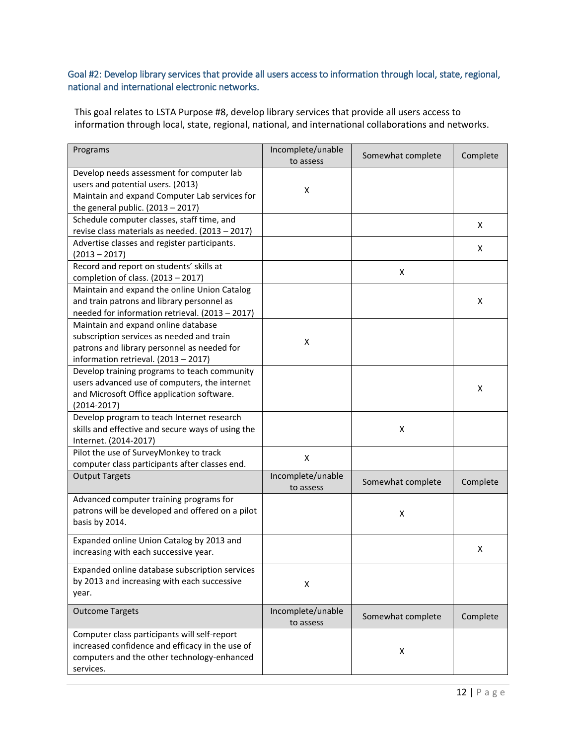### Goal #2: Develop library services that provide all users access to information through local, state, regional, national and international electronic networks.

This goal relates to LSTA Purpose #8, develop library services that provide all users access to information through local, state, regional, national, and international collaborations and networks.

| Programs | Incomplete/unable to assess | Somewhat complete | Complete |
|---|---|---|---|
| Develop needs assessment for computer lab users and potential users. (2013)<br>Maintain and expand Computer Lab services for the general public. (2013 – 2017) | X | | |
| Schedule computer classes, staff time, and revise class materials as needed. (2013 – 2017) | | | X |
| Advertise classes and register participants. (2013 – 2017) | | | X |
| Record and report on students' skills at completion of class. (2013 – 2017) | | X | |
| Maintain and expand the online Union Catalog and train patrons and library personnel as needed for information retrieval. (2013 – 2017) | | | X |
| Maintain and expand online database subscription services as needed and train patrons and library personnel as needed for information retrieval. (2013 – 2017) | X | | |
| Develop training programs to teach community users advanced use of computers, the internet and Microsoft Office application software. (2014-2017) | | | X |
| Develop program to teach Internet research skills and effective and secure ways of using the Internet. (2014-2017) | | X | |
| Pilot the use of SurveyMonkey to track computer class participants after classes end. | X | | |
| **Output Targets** | **Incomplete/unable to assess** | **Somewhat complete** | **Complete** |
| Advanced computer training programs for patrons will be developed and offered on a pilot basis by 2014. | | X | |
| Expanded online Union Catalog by 2013 and increasing with each successive year. | | | X |
| Expanded online database subscription services by 2013 and increasing with each successive year. | X | | |
| **Outcome Targets** | **Incomplete/unable to assess** | **Somewhat complete** | **Complete** |
| Computer class participants will self-report increased confidence and efficacy in the use of computers and the other technology-enhanced services. | | X | |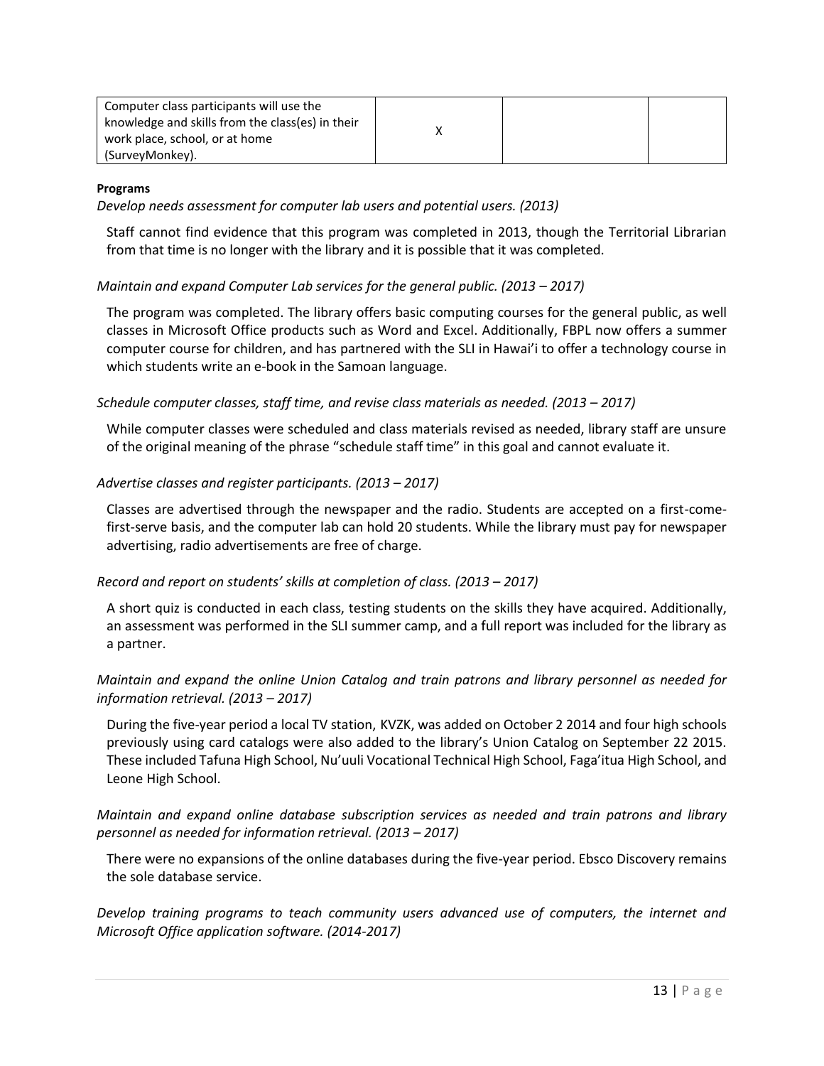| | | | |
|---|---|---|---|
| Computer class participants will use the knowledge and skills from the class(es) in their work place, school, or at home (SurveyMonkey). | X | | |

**Programs**

*Develop needs assessment for computer lab users and potential users. (2013)*

Staff cannot find evidence that this program was completed in 2013, though the Territorial Librarian from that time is no longer with the library and it is possible that it was completed.

*Maintain and expand Computer Lab services for the general public. (2013 – 2017)*

The program was completed. The library offers basic computing courses for the general public, as well classes in Microsoft Office products such as Word and Excel. Additionally, FBPL now offers a summer computer course for children, and has partnered with the SLI in Hawai'i to offer a technology course in which students write an e-book in the Samoan language.

*Schedule computer classes, staff time, and revise class materials as needed. (2013 – 2017)*

While computer classes were scheduled and class materials revised as needed, library staff are unsure of the original meaning of the phrase "schedule staff time" in this goal and cannot evaluate it.

*Advertise classes and register participants. (2013 – 2017)*

Classes are advertised through the newspaper and the radio. Students are accepted on a first-come-first-serve basis, and the computer lab can hold 20 students. While the library must pay for newspaper advertising, radio advertisements are free of charge.

*Record and report on students' skills at completion of class. (2013 – 2017)*

A short quiz is conducted in each class, testing students on the skills they have acquired. Additionally, an assessment was performed in the SLI summer camp, and a full report was included for the library as a partner.

*Maintain and expand the online Union Catalog and train patrons and library personnel as needed for information retrieval. (2013 – 2017)*

During the five-year period a local TV station, KVZK, was added on October 2 2014 and four high schools previously using card catalogs were also added to the library's Union Catalog on September 22 2015. These included Tafuna High School, Nu'uuli Vocational Technical High School, Faga'itua High School, and Leone High School.

*Maintain and expand online database subscription services as needed and train patrons and library personnel as needed for information retrieval. (2013 – 2017)*

There were no expansions of the online databases during the five-year period. Ebsco Discovery remains the sole database service.

*Develop training programs to teach community users advanced use of computers, the internet and Microsoft Office application software. (2014-2017)*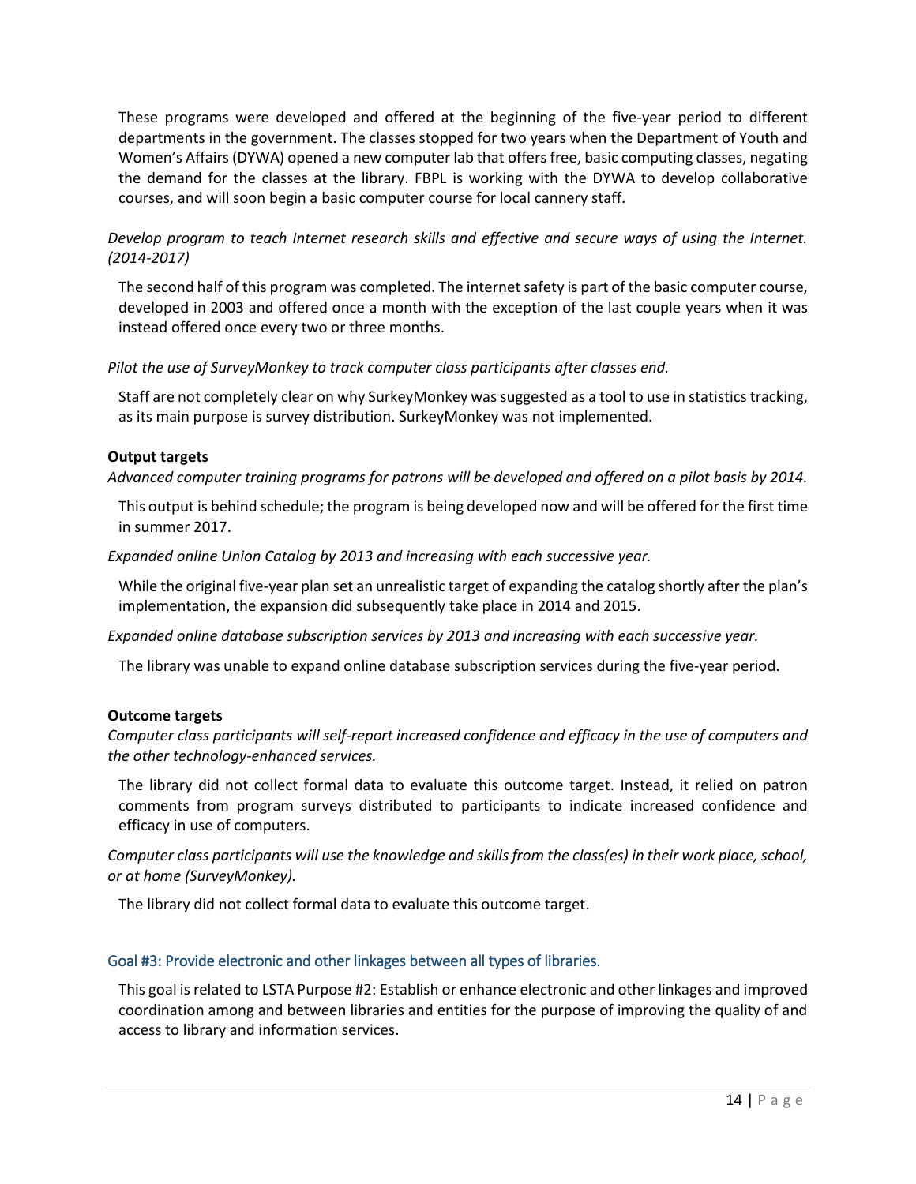These programs were developed and offered at the beginning of the five-year period to different departments in the government. The classes stopped for two years when the Department of Youth and Women's Affairs (DYWA) opened a new computer lab that offers free, basic computing classes, negating the demand for the classes at the library. FBPL is working with the DYWA to develop collaborative courses, and will soon begin a basic computer course for local cannery staff.

*Develop program to teach Internet research skills and effective and secure ways of using the Internet. (2014-2017)*

The second half of this program was completed. The internet safety is part of the basic computer course, developed in 2003 and offered once a month with the exception of the last couple years when it was instead offered once every two or three months.

*Pilot the use of SurveyMonkey to track computer class participants after classes end.*

Staff are not completely clear on why SurkeyMonkey was suggested as a tool to use in statistics tracking, as its main purpose is survey distribution. SurkeyMonkey was not implemented.

**Output targets**

*Advanced computer training programs for patrons will be developed and offered on a pilot basis by 2014.*

This output is behind schedule; the program is being developed now and will be offered for the first time in summer 2017.

*Expanded online Union Catalog by 2013 and increasing with each successive year.*

While the original five-year plan set an unrealistic target of expanding the catalog shortly after the plan's implementation, the expansion did subsequently take place in 2014 and 2015.

*Expanded online database subscription services by 2013 and increasing with each successive year.*

The library was unable to expand online database subscription services during the five-year period.

**Outcome targets**

*Computer class participants will self-report increased confidence and efficacy in the use of computers and the other technology-enhanced services.*

The library did not collect formal data to evaluate this outcome target. Instead, it relied on patron comments from program surveys distributed to participants to indicate increased confidence and efficacy in use of computers.

*Computer class participants will use the knowledge and skills from the class(es) in their work place, school, or at home (SurveyMonkey).*

The library did not collect formal data to evaluate this outcome target.

### Goal #3: Provide electronic and other linkages between all types of libraries.

This goal is related to LSTA Purpose #2: Establish or enhance electronic and other linkages and improved coordination among and between libraries and entities for the purpose of improving the quality of and access to library and information services.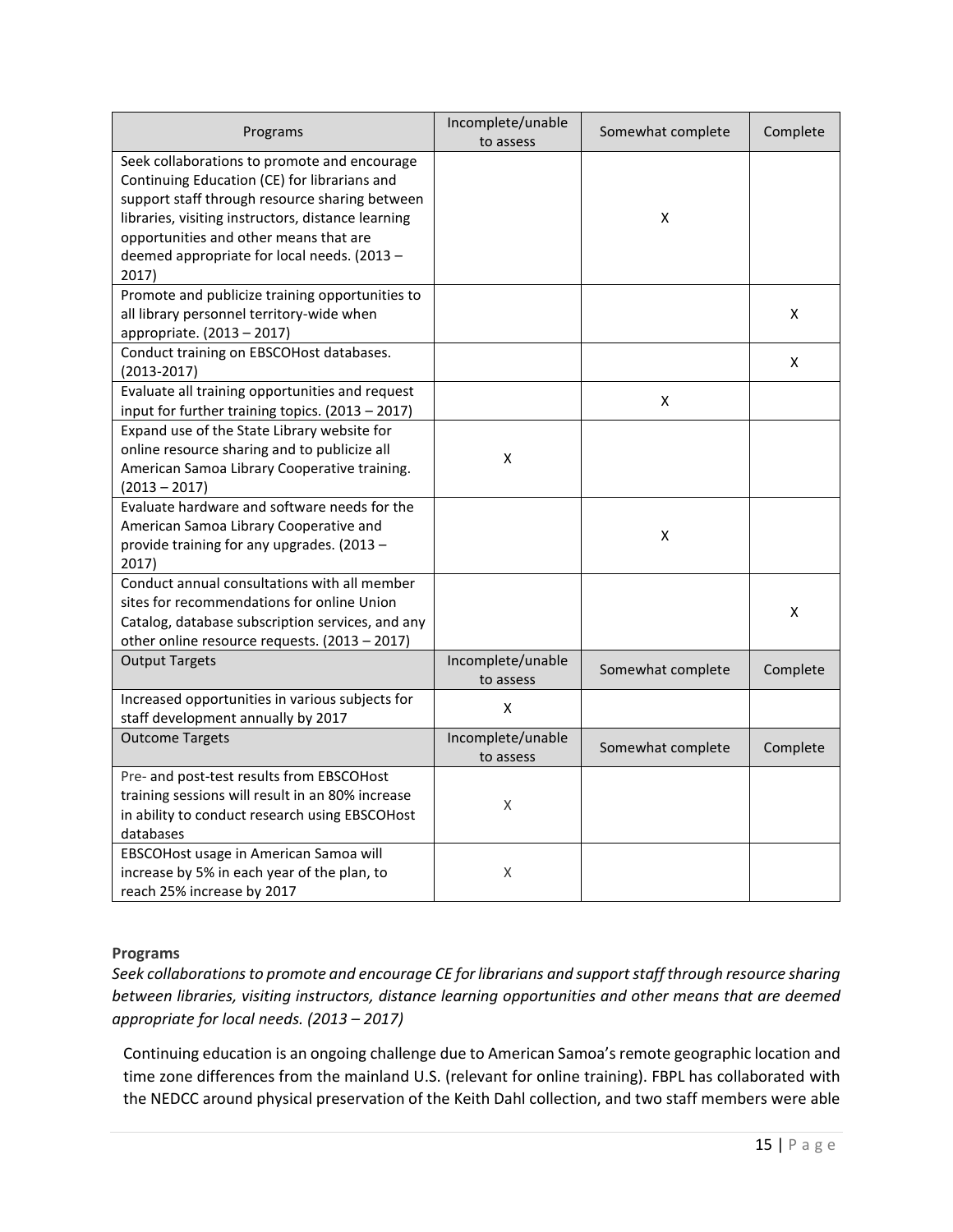| Programs | Incomplete/unable to assess | Somewhat complete | Complete |
|---|---|---|---|
| Seek collaborations to promote and encourage Continuing Education (CE) for librarians and support staff through resource sharing between libraries, visiting instructors, distance learning opportunities and other means that are deemed appropriate for local needs. (2013 – 2017) | | X | |
| Promote and publicize training opportunities to all library personnel territory-wide when appropriate. (2013 – 2017) | | | X |
| Conduct training on EBSCOHost databases. (2013-2017) | | | X |
| Evaluate all training opportunities and request input for further training topics. (2013 – 2017) | | X | |
| Expand use of the State Library website for online resource sharing and to publicize all American Samoa Library Cooperative training. (2013 – 2017) | X | | |
| Evaluate hardware and software needs for the American Samoa Library Cooperative and provide training for any upgrades. (2013 – 2017) | | X | |
| Conduct annual consultations with all member sites for recommendations for online Union Catalog, database subscription services, and any other online resource requests. (2013 – 2017) | | | X |
| **Output Targets** | **Incomplete/unable to assess** | **Somewhat complete** | **Complete** |
| Increased opportunities in various subjects for staff development annually by 2017 | X | | |
| **Outcome Targets** | **Incomplete/unable to assess** | **Somewhat complete** | **Complete** |
| Pre- and post-test results from EBSCOHost training sessions will result in an 80% increase in ability to conduct research using EBSCOHost databases | X | | |
| EBSCOHost usage in American Samoa will increase by 5% in each year of the plan, to reach 25% increase by 2017 | X | | |

**Programs**

*Seek collaborations to promote and encourage CE for librarians and support staff through resource sharing between libraries, visiting instructors, distance learning opportunities and other means that are deemed appropriate for local needs. (2013 – 2017)*

Continuing education is an ongoing challenge due to American Samoa's remote geographic location and time zone differences from the mainland U.S. (relevant for online training). FBPL has collaborated with the NEDCC around physical preservation of the Keith Dahl collection, and two staff members were able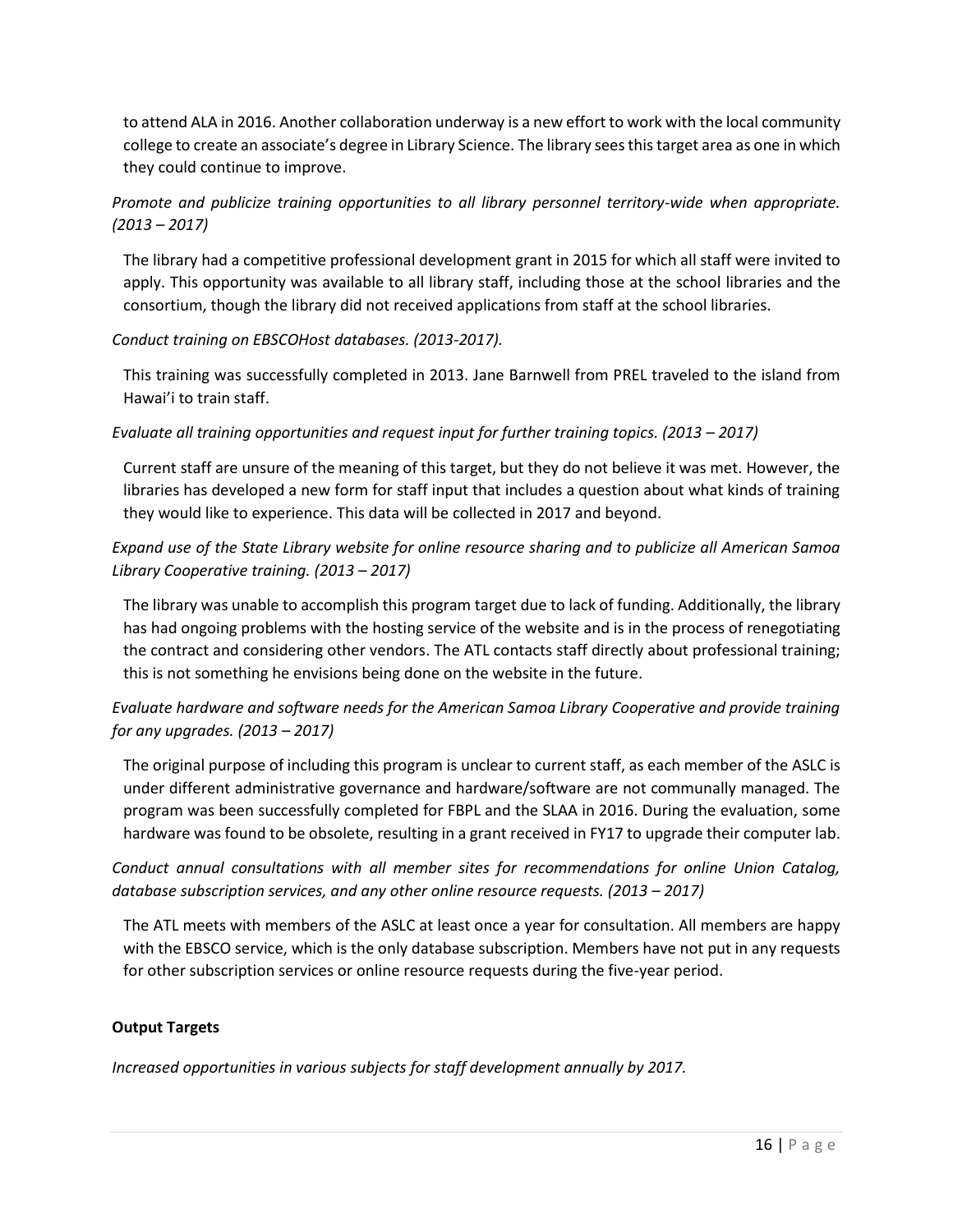to attend ALA in 2016. Another collaboration underway is a new effort to work with the local community college to create an associate's degree in Library Science. The library sees this target area as one in which they could continue to improve.

*Promote and publicize training opportunities to all library personnel territory-wide when appropriate. (2013 – 2017)*

The library had a competitive professional development grant in 2015 for which all staff were invited to apply. This opportunity was available to all library staff, including those at the school libraries and the consortium, though the library did not received applications from staff at the school libraries.

*Conduct training on EBSCOHost databases. (2013-2017).*

This training was successfully completed in 2013. Jane Barnwell from PREL traveled to the island from Hawai'i to train staff.

*Evaluate all training opportunities and request input for further training topics. (2013 – 2017)*

Current staff are unsure of the meaning of this target, but they do not believe it was met. However, the libraries has developed a new form for staff input that includes a question about what kinds of training they would like to experience. This data will be collected in 2017 and beyond.

*Expand use of the State Library website for online resource sharing and to publicize all American Samoa Library Cooperative training. (2013 – 2017)*

The library was unable to accomplish this program target due to lack of funding. Additionally, the library has had ongoing problems with the hosting service of the website and is in the process of renegotiating the contract and considering other vendors. The ATL contacts staff directly about professional training; this is not something he envisions being done on the website in the future.

*Evaluate hardware and software needs for the American Samoa Library Cooperative and provide training for any upgrades. (2013 – 2017)*

The original purpose of including this program is unclear to current staff, as each member of the ASLC is under different administrative governance and hardware/software are not communally managed. The program was been successfully completed for FBPL and the SLAA in 2016. During the evaluation, some hardware was found to be obsolete, resulting in a grant received in FY17 to upgrade their computer lab.

*Conduct annual consultations with all member sites for recommendations for online Union Catalog, database subscription services, and any other online resource requests. (2013 – 2017)*

The ATL meets with members of the ASLC at least once a year for consultation. All members are happy with the EBSCO service, which is the only database subscription. Members have not put in any requests for other subscription services or online resource requests during the five-year period.

**Output Targets**

*Increased opportunities in various subjects for staff development annually by 2017.*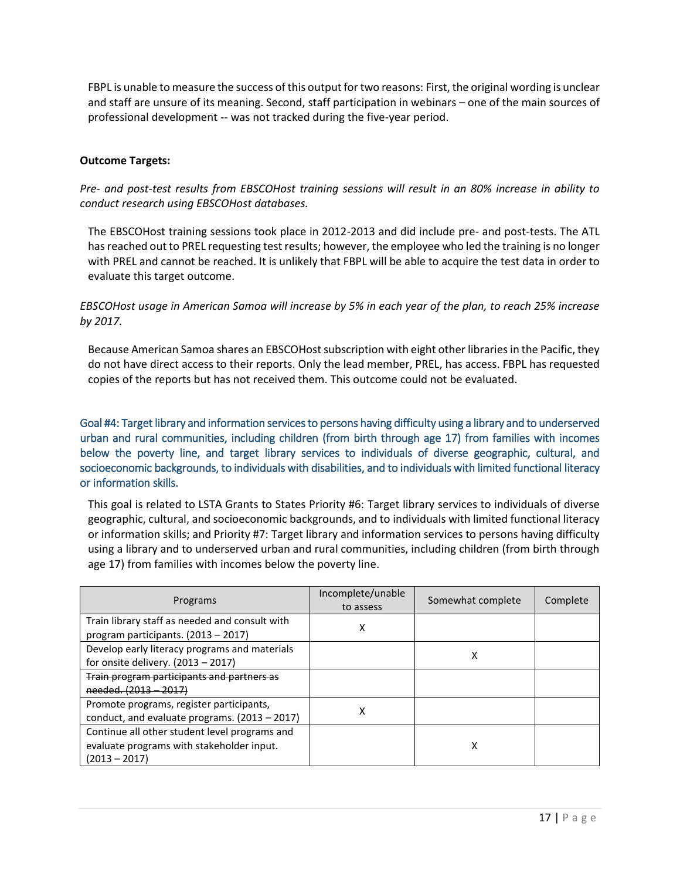FBPL is unable to measure the success of this output for two reasons: First, the original wording is unclear and staff are unsure of its meaning. Second, staff participation in webinars – one of the main sources of professional development -- was not tracked during the five-year period.

**Outcome Targets:**

*Pre- and post-test results from EBSCOHost training sessions will result in an 80% increase in ability to conduct research using EBSCOHost databases.*

The EBSCOHost training sessions took place in 2012-2013 and did include pre- and post-tests. The ATL has reached out to PREL requesting test results; however, the employee who led the training is no longer with PREL and cannot be reached. It is unlikely that FBPL will be able to acquire the test data in order to evaluate this target outcome.

*EBSCOHost usage in American Samoa will increase by 5% in each year of the plan, to reach 25% increase by 2017.*

Because American Samoa shares an EBSCOHost subscription with eight other libraries in the Pacific, they do not have direct access to their reports. Only the lead member, PREL, has access. FBPL has requested copies of the reports but has not received them. This outcome could not be evaluated.

### Goal #4: Target library and information services to persons having difficulty using a library and to underserved urban and rural communities, including children (from birth through age 17) from families with incomes below the poverty line, and target library services to individuals of diverse geographic, cultural, and socioeconomic backgrounds, to individuals with disabilities, and to individuals with limited functional literacy or information skills.

This goal is related to LSTA Grants to States Priority #6: Target library services to individuals of diverse geographic, cultural, and socioeconomic backgrounds, and to individuals with limited functional literacy or information skills; and Priority #7: Target library and information services to persons having difficulty using a library and to underserved urban and rural communities, including children (from birth through age 17) from families with incomes below the poverty line.

| Programs | Incomplete/unable to assess | Somewhat complete | Complete |
|---|---|---|---|
| Train library staff as needed and consult with program participants. (2013 – 2017) | X | | |
| Develop early literacy programs and materials for onsite delivery. (2013 – 2017) | | X | |
| ~~Train program participants and partners as needed. (2013 – 2017)~~ | | | |
| Promote programs, register participants, conduct, and evaluate programs. (2013 – 2017) | X | | |
| Continue all other student level programs and evaluate programs with stakeholder input. (2013 – 2017) | | X | |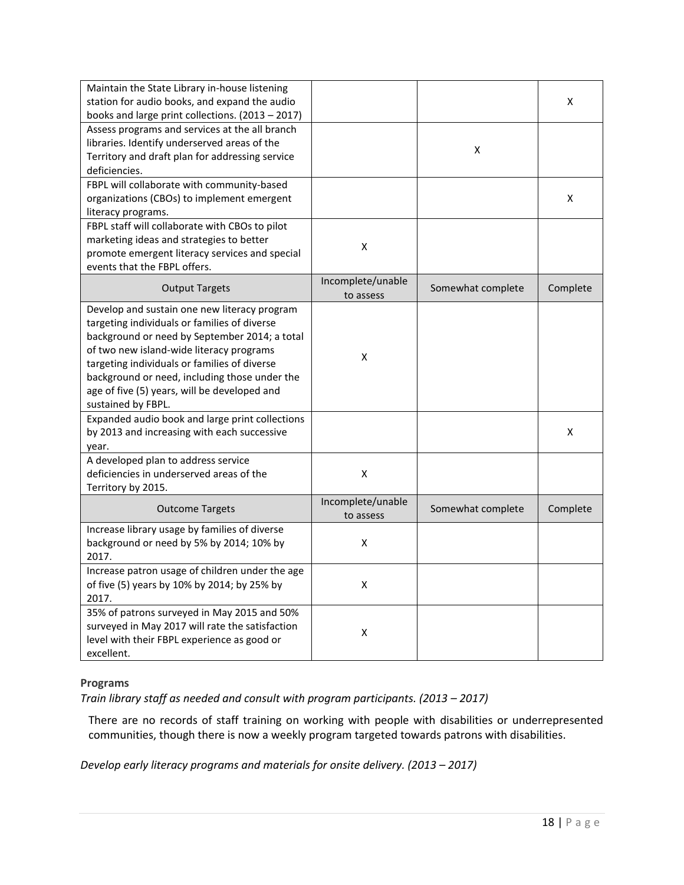| | | | |
|---|---|---|---|
| Maintain the State Library in-house listening station for audio books, and expand the audio books and large print collections. (2013 – 2017) | | | X |
| Assess programs and services at the all branch libraries. Identify underserved areas of the Territory and draft plan for addressing service deficiencies. | | X | |
| FBPL will collaborate with community-based organizations (CBOs) to implement emergent literacy programs. | | | X |
| FBPL staff will collaborate with CBOs to pilot marketing ideas and strategies to better promote emergent literacy services and special events that the FBPL offers. | X | | |
| **Output Targets** | **Incomplete/unable to assess** | **Somewhat complete** | **Complete** |
| Develop and sustain one new literacy program targeting individuals or families of diverse background or need by September 2014; a total of two new island-wide literacy programs targeting individuals or families of diverse background or need, including those under the age of five (5) years, will be developed and sustained by FBPL. | X | | |
| Expanded audio book and large print collections by 2013 and increasing with each successive year. | | | X |
| A developed plan to address service deficiencies in underserved areas of the Territory by 2015. | X | | |
| **Outcome Targets** | **Incomplete/unable to assess** | **Somewhat complete** | **Complete** |
| Increase library usage by families of diverse background or need by 5% by 2014; 10% by 2017. | X | | |
| Increase patron usage of children under the age of five (5) years by 10% by 2014; by 25% by 2017. | X | | |
| 35% of patrons surveyed in May 2015 and 50% surveyed in May 2017 will rate the satisfaction level with their FBPL experience as good or excellent. | X | | |

**Programs**

*Train library staff as needed and consult with program participants. (2013 – 2017)*

There are no records of staff training on working with people with disabilities or underrepresented communities, though there is now a weekly program targeted towards patrons with disabilities.

*Develop early literacy programs and materials for onsite delivery. (2013 – 2017)*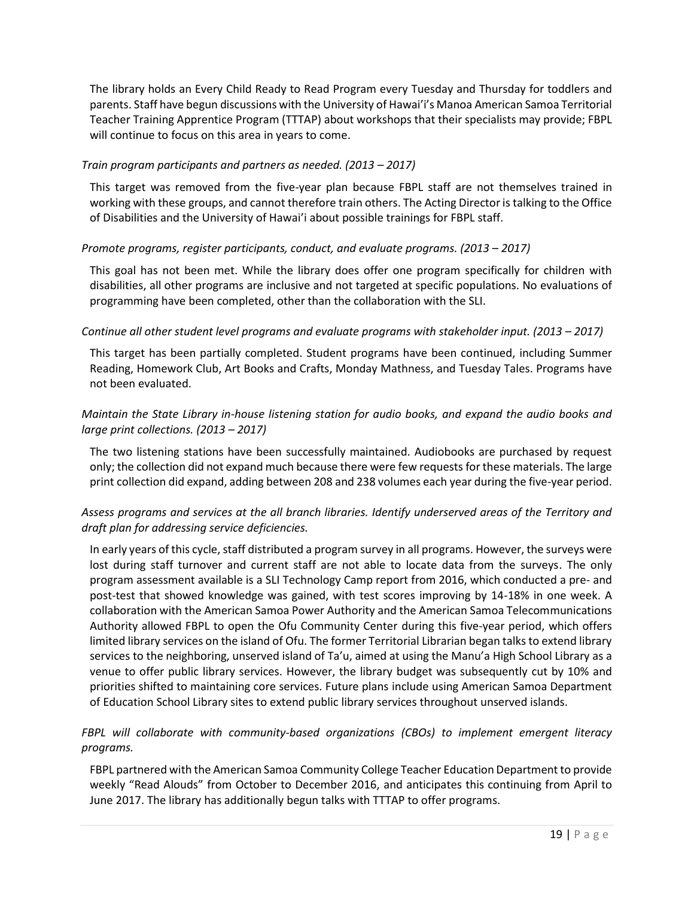The library holds an Every Child Ready to Read Program every Tuesday and Thursday for toddlers and parents. Staff have begun discussions with the University of Hawai'i's Manoa American Samoa Territorial Teacher Training Apprentice Program (TTTAP) about workshops that their specialists may provide; FBPL will continue to focus on this area in years to come.

*Train program participants and partners as needed. (2013 – 2017)*

This target was removed from the five-year plan because FBPL staff are not themselves trained in working with these groups, and cannot therefore train others. The Acting Director is talking to the Office of Disabilities and the University of Hawai'i about possible trainings for FBPL staff.

*Promote programs, register participants, conduct, and evaluate programs. (2013 – 2017)*

This goal has not been met. While the library does offer one program specifically for children with disabilities, all other programs are inclusive and not targeted at specific populations. No evaluations of programming have been completed, other than the collaboration with the SLI.

*Continue all other student level programs and evaluate programs with stakeholder input. (2013 – 2017)*

This target has been partially completed. Student programs have been continued, including Summer Reading, Homework Club, Art Books and Crafts, Monday Mathness, and Tuesday Tales. Programs have not been evaluated.

*Maintain the State Library in-house listening station for audio books, and expand the audio books and large print collections. (2013 – 2017)*

The two listening stations have been successfully maintained. Audiobooks are purchased by request only; the collection did not expand much because there were few requests for these materials. The large print collection did expand, adding between 208 and 238 volumes each year during the five-year period.

*Assess programs and services at the all branch libraries. Identify underserved areas of the Territory and draft plan for addressing service deficiencies.*

In early years of this cycle, staff distributed a program survey in all programs. However, the surveys were lost during staff turnover and current staff are not able to locate data from the surveys. The only program assessment available is a SLI Technology Camp report from 2016, which conducted a pre- and post-test that showed knowledge was gained, with test scores improving by 14-18% in one week. A collaboration with the American Samoa Power Authority and the American Samoa Telecommunications Authority allowed FBPL to open the Ofu Community Center during this five-year period, which offers limited library services on the island of Ofu. The former Territorial Librarian began talks to extend library services to the neighboring, unserved island of Ta'u, aimed at using the Manu'a High School Library as a venue to offer public library services. However, the library budget was subsequently cut by 10% and priorities shifted to maintaining core services. Future plans include using American Samoa Department of Education School Library sites to extend public library services throughout unserved islands.

*FBPL will collaborate with community-based organizations (CBOs) to implement emergent literacy programs.*

FBPL partnered with the American Samoa Community College Teacher Education Department to provide weekly "Read Alouds" from October to December 2016, and anticipates this continuing from April to June 2017. The library has additionally begun talks with TTTAP to offer programs.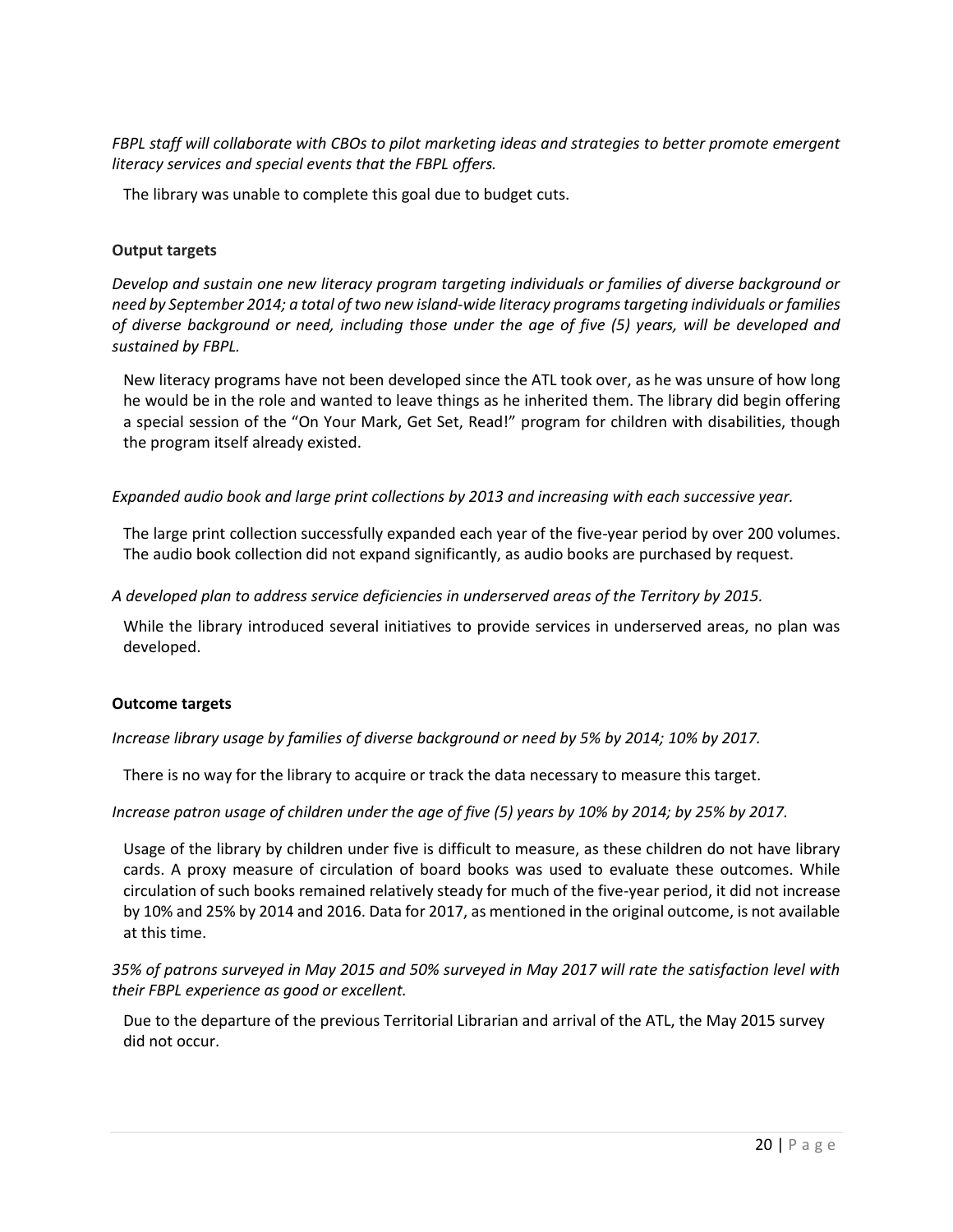*FBPL staff will collaborate with CBOs to pilot marketing ideas and strategies to better promote emergent literacy services and special events that the FBPL offers.*

The library was unable to complete this goal due to budget cuts.

**Output targets**

*Develop and sustain one new literacy program targeting individuals or families of diverse background or need by September 2014; a total of two new island-wide literacy programs targeting individuals or families of diverse background or need, including those under the age of five (5) years, will be developed and sustained by FBPL.*

New literacy programs have not been developed since the ATL took over, as he was unsure of how long he would be in the role and wanted to leave things as he inherited them. The library did begin offering a special session of the "On Your Mark, Get Set, Read!" program for children with disabilities, though the program itself already existed.

*Expanded audio book and large print collections by 2013 and increasing with each successive year.*

The large print collection successfully expanded each year of the five-year period by over 200 volumes. The audio book collection did not expand significantly, as audio books are purchased by request.

*A developed plan to address service deficiencies in underserved areas of the Territory by 2015.*

While the library introduced several initiatives to provide services in underserved areas, no plan was developed.

**Outcome targets**

*Increase library usage by families of diverse background or need by 5% by 2014; 10% by 2017.*

There is no way for the library to acquire or track the data necessary to measure this target.

*Increase patron usage of children under the age of five (5) years by 10% by 2014; by 25% by 2017.*

Usage of the library by children under five is difficult to measure, as these children do not have library cards. A proxy measure of circulation of board books was used to evaluate these outcomes. While circulation of such books remained relatively steady for much of the five-year period, it did not increase by 10% and 25% by 2014 and 2016. Data for 2017, as mentioned in the original outcome, is not available at this time.

*35% of patrons surveyed in May 2015 and 50% surveyed in May 2017 will rate the satisfaction level with their FBPL experience as good or excellent.*

Due to the departure of the previous Territorial Librarian and arrival of the ATL, the May 2015 survey did not occur.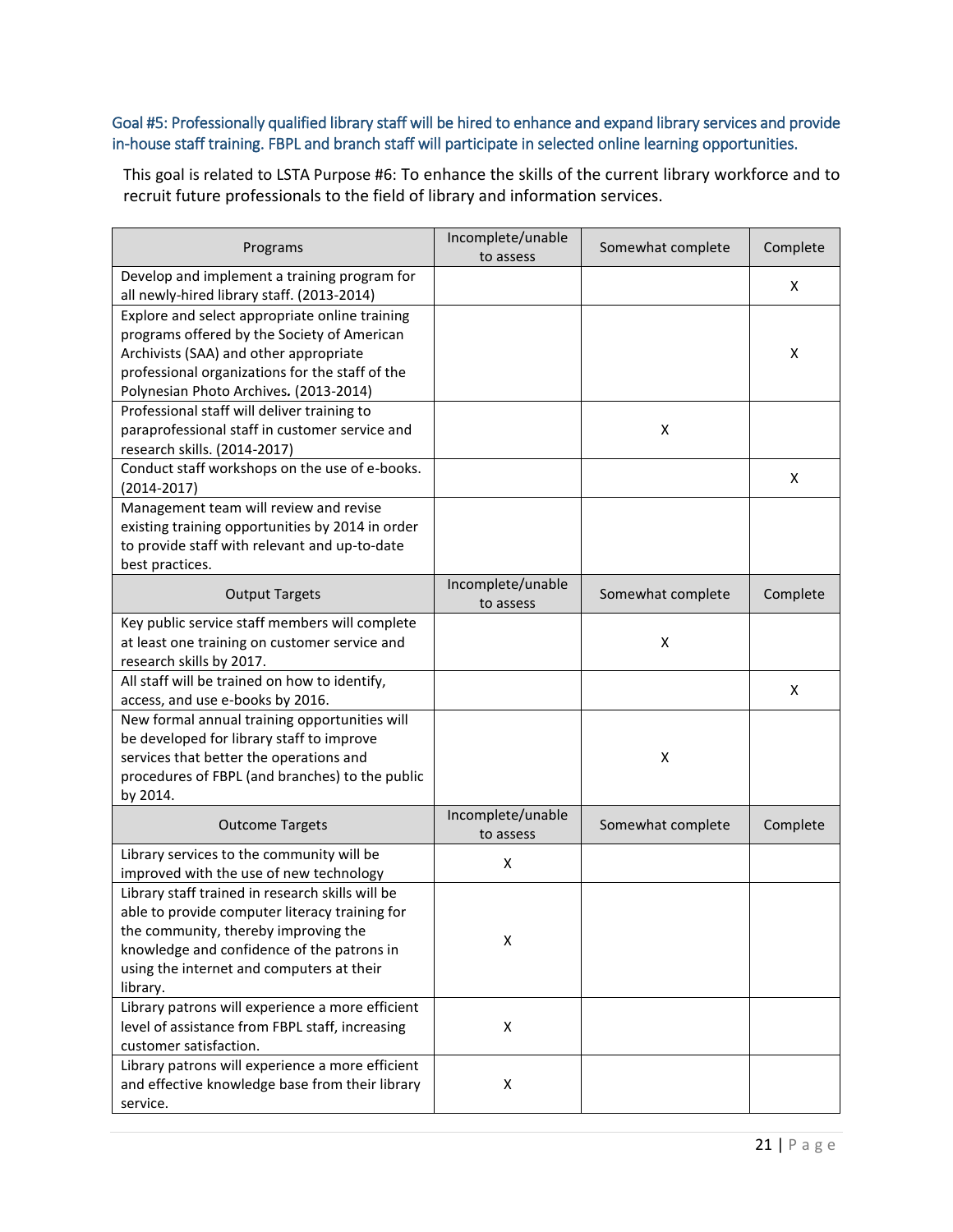### Goal #5: Professionally qualified library staff will be hired to enhance and expand library services and provide in-house staff training. FBPL and branch staff will participate in selected online learning opportunities.

This goal is related to LSTA Purpose #6: To enhance the skills of the current library workforce and to recruit future professionals to the field of library and information services.

| Programs | Incomplete/unable to assess | Somewhat complete | Complete |
|---|---|---|---|
| Develop and implement a training program for all newly-hired library staff. (2013-2014) | | | X |
| Explore and select appropriate online training programs offered by the Society of American Archivists (SAA) and other appropriate professional organizations for the staff of the Polynesian Photo Archives**.** (2013-2014) | | | X |
| Professional staff will deliver training to paraprofessional staff in customer service and research skills. (2014-2017) | | X | |
| Conduct staff workshops on the use of e-books. (2014-2017) | | | X |
| Management team will review and revise existing training opportunities by 2014 in order to provide staff with relevant and up-to-date best practices. | | | |
| **Output Targets** | **Incomplete/unable to assess** | **Somewhat complete** | **Complete** |
| Key public service staff members will complete at least one training on customer service and research skills by 2017. | | X | |
| All staff will be trained on how to identify, access, and use e-books by 2016. | | | X |
| New formal annual training opportunities will be developed for library staff to improve services that better the operations and procedures of FBPL (and branches) to the public by 2014. | | X | |
| **Outcome Targets** | **Incomplete/unable to assess** | **Somewhat complete** | **Complete** |
| Library services to the community will be improved with the use of new technology | X | | |
| Library staff trained in research skills will be able to provide computer literacy training for the community, thereby improving the knowledge and confidence of the patrons in using the internet and computers at their library. | X | | |
| Library patrons will experience a more efficient level of assistance from FBPL staff, increasing customer satisfaction. | X | | |
| Library patrons will experience a more efficient and effective knowledge base from their library service. | X | | |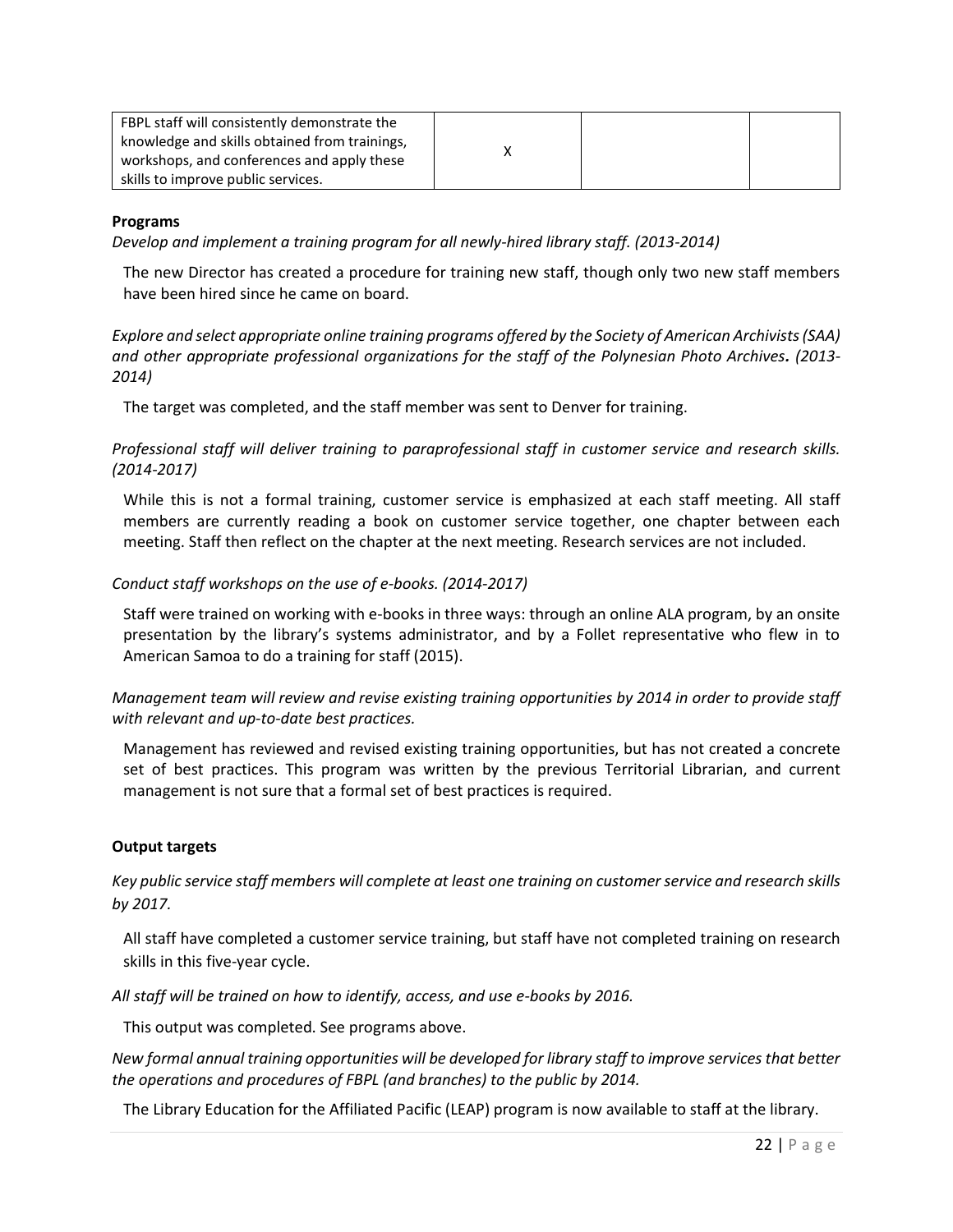| FBPL staff will consistently demonstrate the knowledge and skills obtained from trainings, workshops, and conferences and apply these skills to improve public services. | X | | |
|---|---|---|---|

**Programs**

*Develop and implement a training program for all newly-hired library staff. (2013-2014)*

The new Director has created a procedure for training new staff, though only two new staff members have been hired since he came on board.

*Explore and select appropriate online training programs offered by the Society of American Archivists (SAA) and other appropriate professional organizations for the staff of the Polynesian Photo Archives. (2013-2014)*

The target was completed, and the staff member was sent to Denver for training.

*Professional staff will deliver training to paraprofessional staff in customer service and research skills. (2014-2017)*

While this is not a formal training, customer service is emphasized at each staff meeting. All staff members are currently reading a book on customer service together, one chapter between each meeting. Staff then reflect on the chapter at the next meeting. Research services are not included.

*Conduct staff workshops on the use of e-books. (2014-2017)*

Staff were trained on working with e-books in three ways: through an online ALA program, by an onsite presentation by the library's systems administrator, and by a Follet representative who flew in to American Samoa to do a training for staff (2015).

*Management team will review and revise existing training opportunities by 2014 in order to provide staff with relevant and up-to-date best practices.*

Management has reviewed and revised existing training opportunities, but has not created a concrete set of best practices. This program was written by the previous Territorial Librarian, and current management is not sure that a formal set of best practices is required.

**Output targets**

*Key public service staff members will complete at least one training on customer service and research skills by 2017.*

All staff have completed a customer service training, but staff have not completed training on research skills in this five-year cycle.

*All staff will be trained on how to identify, access, and use e-books by 2016.*

This output was completed. See programs above.

*New formal annual training opportunities will be developed for library staff to improve services that better the operations and procedures of FBPL (and branches) to the public by 2014.*

The Library Education for the Affiliated Pacific (LEAP) program is now available to staff at the library.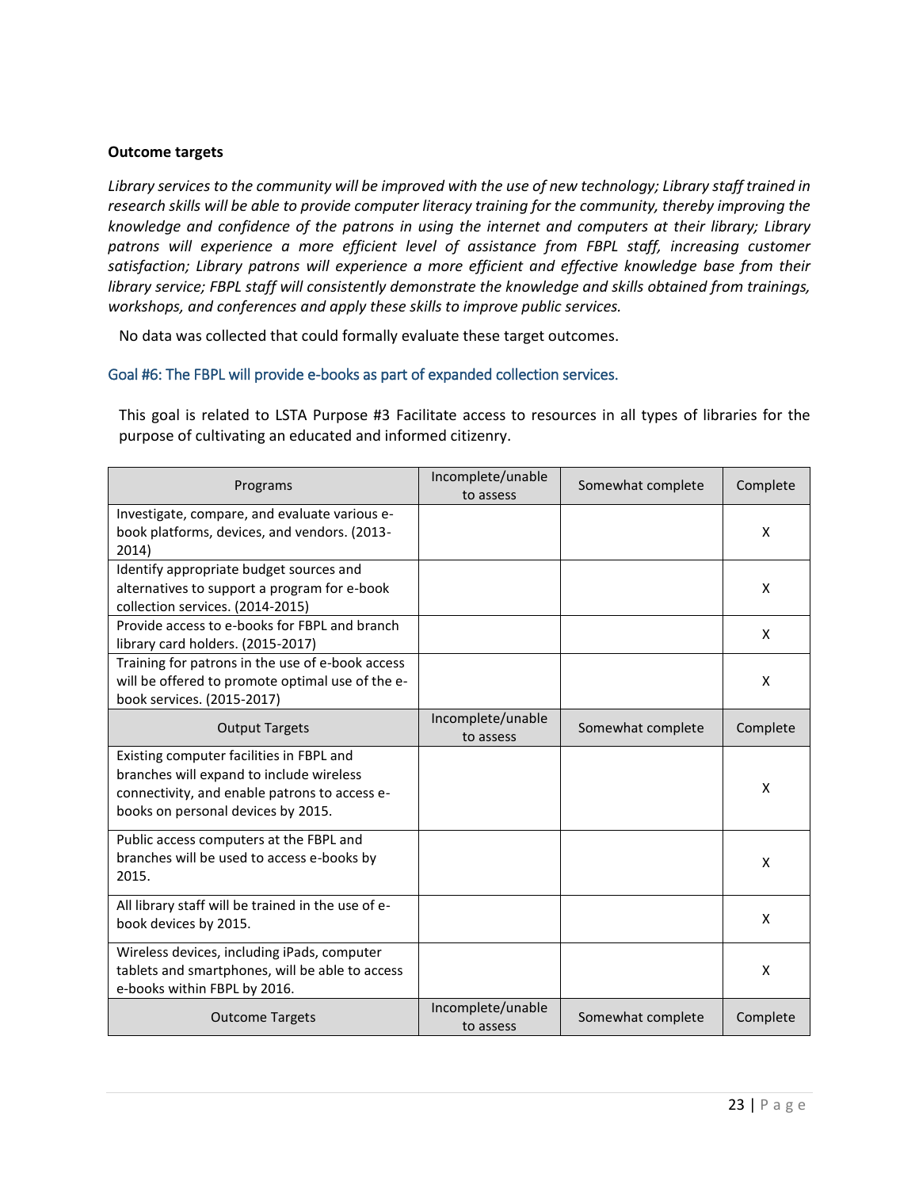**Outcome targets**

*Library services to the community will be improved with the use of new technology; Library staff trained in research skills will be able to provide computer literacy training for the community, thereby improving the knowledge and confidence of the patrons in using the internet and computers at their library; Library patrons will experience a more efficient level of assistance from FBPL staff, increasing customer satisfaction; Library patrons will experience a more efficient and effective knowledge base from their library service; FBPL staff will consistently demonstrate the knowledge and skills obtained from trainings, workshops, and conferences and apply these skills to improve public services.*

No data was collected that could formally evaluate these target outcomes.

## Goal #6: The FBPL will provide e-books as part of expanded collection services.

This goal is related to LSTA Purpose #3 Facilitate access to resources in all types of libraries for the purpose of cultivating an educated and informed citizenry.

| Programs | Incomplete/unable to assess | Somewhat complete | Complete |
|---|---|---|---|
| Investigate, compare, and evaluate various e-book platforms, devices, and vendors. (2013-2014) | | | X |
| Identify appropriate budget sources and alternatives to support a program for e-book collection services. (2014-2015) | | | X |
| Provide access to e-books for FBPL and branch library card holders. (2015-2017) | | | X |
| Training for patrons in the use of e-book access will be offered to promote optimal use of the e-book services. (2015-2017) | | | X |
| **Output Targets** | **Incomplete/unable to assess** | **Somewhat complete** | **Complete** |
| Existing computer facilities in FBPL and branches will expand to include wireless connectivity, and enable patrons to access e-books on personal devices by 2015. | | | X |
| Public access computers at the FBPL and branches will be used to access e-books by 2015. | | | X |
| All library staff will be trained in the use of e-book devices by 2015. | | | X |
| Wireless devices, including iPads, computer tablets and smartphones, will be able to access e-books within FBPL by 2016. | | | X |
| **Outcome Targets** | **Incomplete/unable to assess** | **Somewhat complete** | **Complete** |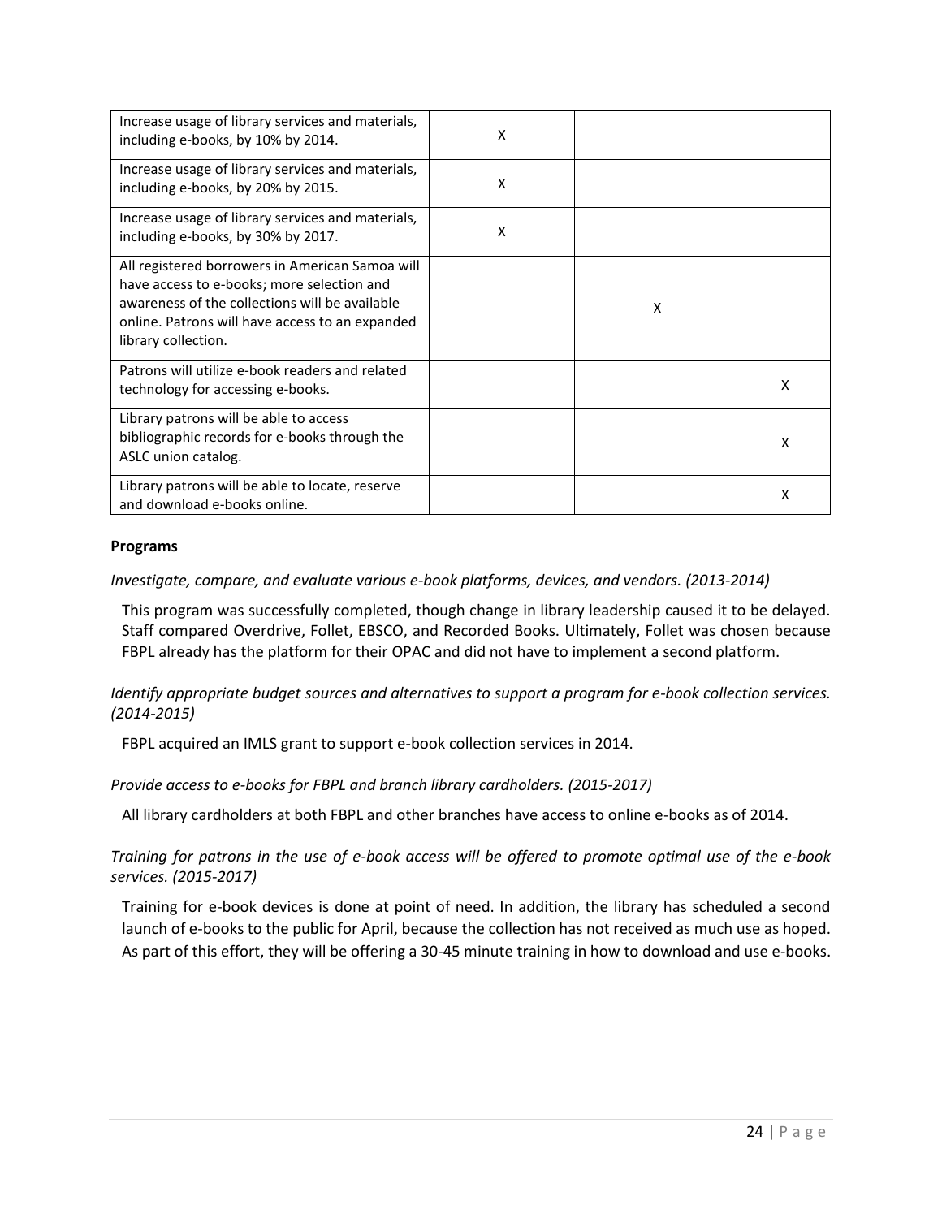| | | | |
|---|---|---|---|
| Increase usage of library services and materials, including e-books, by 10% by 2014. | X | | |
| Increase usage of library services and materials, including e-books, by 20% by 2015. | X | | |
| Increase usage of library services and materials, including e-books, by 30% by 2017. | X | | |
| All registered borrowers in American Samoa will have access to e-books; more selection and awareness of the collections will be available online. Patrons will have access to an expanded library collection. | | X | |
| Patrons will utilize e-book readers and related technology for accessing e-books. | | | X |
| Library patrons will be able to access bibliographic records for e-books through the ASLC union catalog. | | | X |
| Library patrons will be able to locate, reserve and download e-books online. | | | X |

**Programs**

*Investigate, compare, and evaluate various e-book platforms, devices, and vendors. (2013-2014)*

This program was successfully completed, though change in library leadership caused it to be delayed. Staff compared Overdrive, Follet, EBSCO, and Recorded Books. Ultimately, Follet was chosen because FBPL already has the platform for their OPAC and did not have to implement a second platform.

*Identify appropriate budget sources and alternatives to support a program for e-book collection services. (2014-2015)*

FBPL acquired an IMLS grant to support e-book collection services in 2014.

*Provide access to e-books for FBPL and branch library cardholders. (2015-2017)*

All library cardholders at both FBPL and other branches have access to online e-books as of 2014.

*Training for patrons in the use of e-book access will be offered to promote optimal use of the e-book services. (2015-2017)*

Training for e-book devices is done at point of need. In addition, the library has scheduled a second launch of e-books to the public for April, because the collection has not received as much use as hoped. As part of this effort, they will be offering a 30-45 minute training in how to download and use e-books.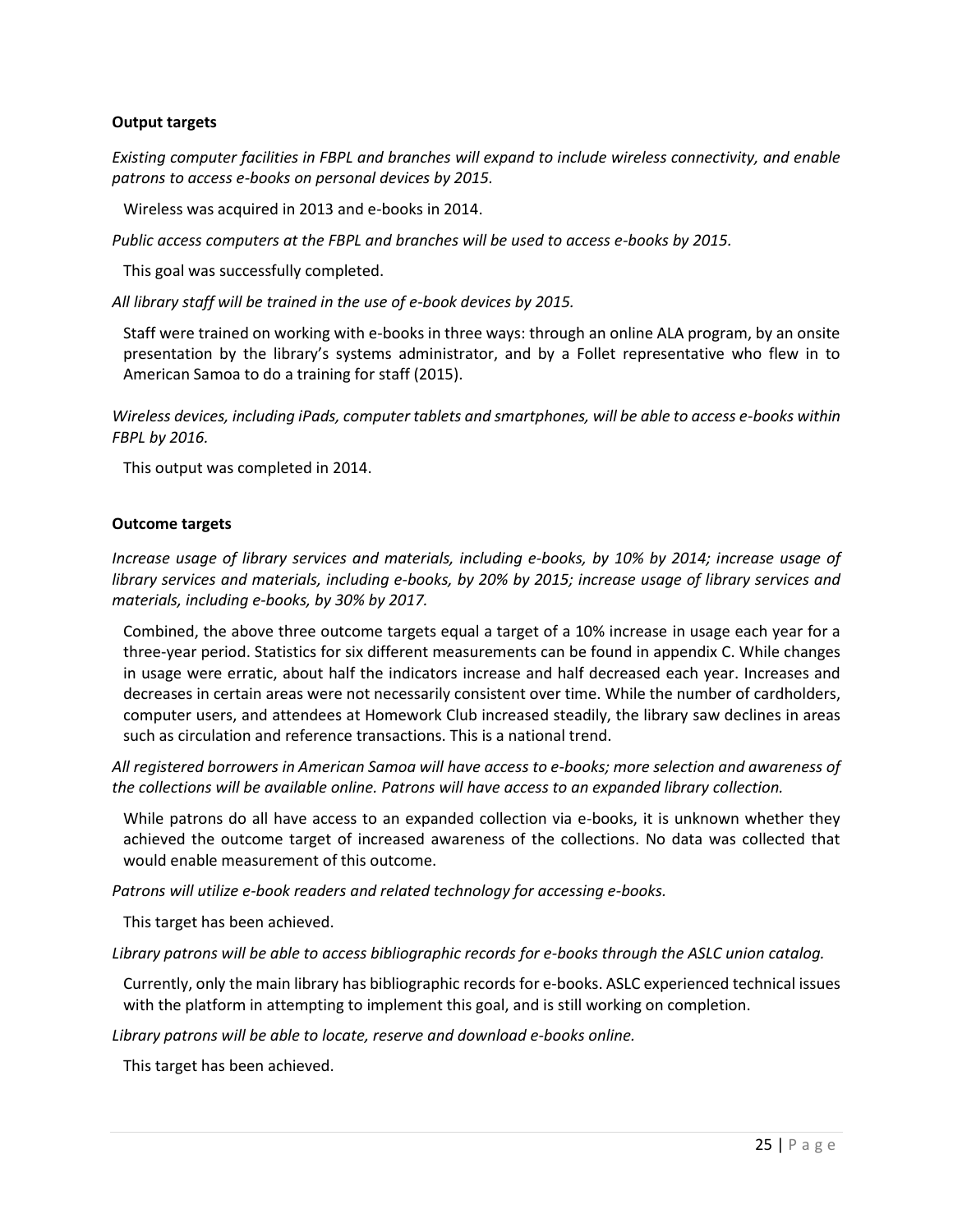**Output targets**

*Existing computer facilities in FBPL and branches will expand to include wireless connectivity, and enable patrons to access e-books on personal devices by 2015.*

Wireless was acquired in 2013 and e-books in 2014.

*Public access computers at the FBPL and branches will be used to access e-books by 2015.*

This goal was successfully completed.

*All library staff will be trained in the use of e-book devices by 2015.*

Staff were trained on working with e-books in three ways: through an online ALA program, by an onsite presentation by the library's systems administrator, and by a Follet representative who flew in to American Samoa to do a training for staff (2015).

*Wireless devices, including iPads, computer tablets and smartphones, will be able to access e-books within FBPL by 2016.*

This output was completed in 2014.

**Outcome targets**

*Increase usage of library services and materials, including e-books, by 10% by 2014; increase usage of library services and materials, including e-books, by 20% by 2015; increase usage of library services and materials, including e-books, by 30% by 2017.*

Combined, the above three outcome targets equal a target of a 10% increase in usage each year for a three-year period. Statistics for six different measurements can be found in appendix C. While changes in usage were erratic, about half the indicators increase and half decreased each year. Increases and decreases in certain areas were not necessarily consistent over time. While the number of cardholders, computer users, and attendees at Homework Club increased steadily, the library saw declines in areas such as circulation and reference transactions. This is a national trend.

*All registered borrowers in American Samoa will have access to e-books; more selection and awareness of the collections will be available online. Patrons will have access to an expanded library collection.*

While patrons do all have access to an expanded collection via e-books, it is unknown whether they achieved the outcome target of increased awareness of the collections. No data was collected that would enable measurement of this outcome.

*Patrons will utilize e-book readers and related technology for accessing e-books.*

This target has been achieved.

*Library patrons will be able to access bibliographic records for e-books through the ASLC union catalog.*

Currently, only the main library has bibliographic records for e-books. ASLC experienced technical issues with the platform in attempting to implement this goal, and is still working on completion.

*Library patrons will be able to locate, reserve and download e-books online.*

This target has been achieved.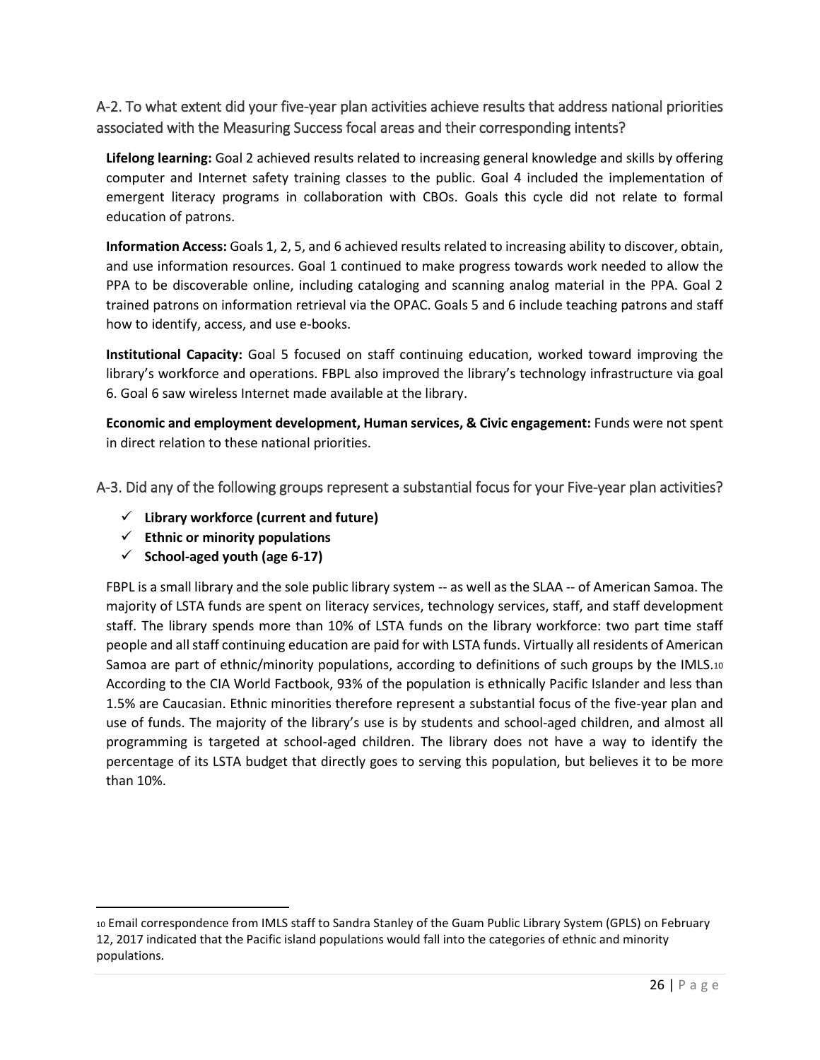## A-2. To what extent did your five-year plan activities achieve results that address national priorities associated with the Measuring Success focal areas and their corresponding intents?

**Lifelong learning:** Goal 2 achieved results related to increasing general knowledge and skills by offering computer and Internet safety training classes to the public. Goal 4 included the implementation of emergent literacy programs in collaboration with CBOs. Goals this cycle did not relate to formal education of patrons.

**Information Access:** Goals 1, 2, 5, and 6 achieved results related to increasing ability to discover, obtain, and use information resources. Goal 1 continued to make progress towards work needed to allow the PPA to be discoverable online, including cataloging and scanning analog material in the PPA. Goal 2 trained patrons on information retrieval via the OPAC. Goals 5 and 6 include teaching patrons and staff how to identify, access, and use e-books.

**Institutional Capacity:** Goal 5 focused on staff continuing education, worked toward improving the library's workforce and operations. FBPL also improved the library's technology infrastructure via goal 6. Goal 6 saw wireless Internet made available at the library.

**Economic and employment development, Human services, & Civic engagement:** Funds were not spent in direct relation to these national priorities.

## A-3. Did any of the following groups represent a substantial focus for your Five-year plan activities?

- ✓ **Library workforce (current and future)**
- ✓ **Ethnic or minority populations**
- ✓ **School-aged youth (age 6-17)**

FBPL is a small library and the sole public library system -- as well as the SLAA -- of American Samoa. The majority of LSTA funds are spent on literacy services, technology services, staff, and staff development staff. The library spends more than 10% of LSTA funds on the library workforce: two part time staff people and all staff continuing education are paid for with LSTA funds. Virtually all residents of American Samoa are part of ethnic/minority populations, according to definitions of such groups by the IMLS.[10] According to the CIA World Factbook, 93% of the population is ethnically Pacific Islander and less than 1.5% are Caucasian. Ethnic minorities therefore represent a substantial focus of the five-year plan and use of funds. The majority of the library's use is by students and school-aged children, and almost all programming is targeted at school-aged children. The library does not have a way to identify the percentage of its LSTA budget that directly goes to serving this population, but believes it to be more than 10%.

---

[10] Email correspondence from IMLS staff to Sandra Stanley of the Guam Public Library System (GPLS) on February 12, 2017 indicated that the Pacific island populations would fall into the categories of ethnic and minority populations.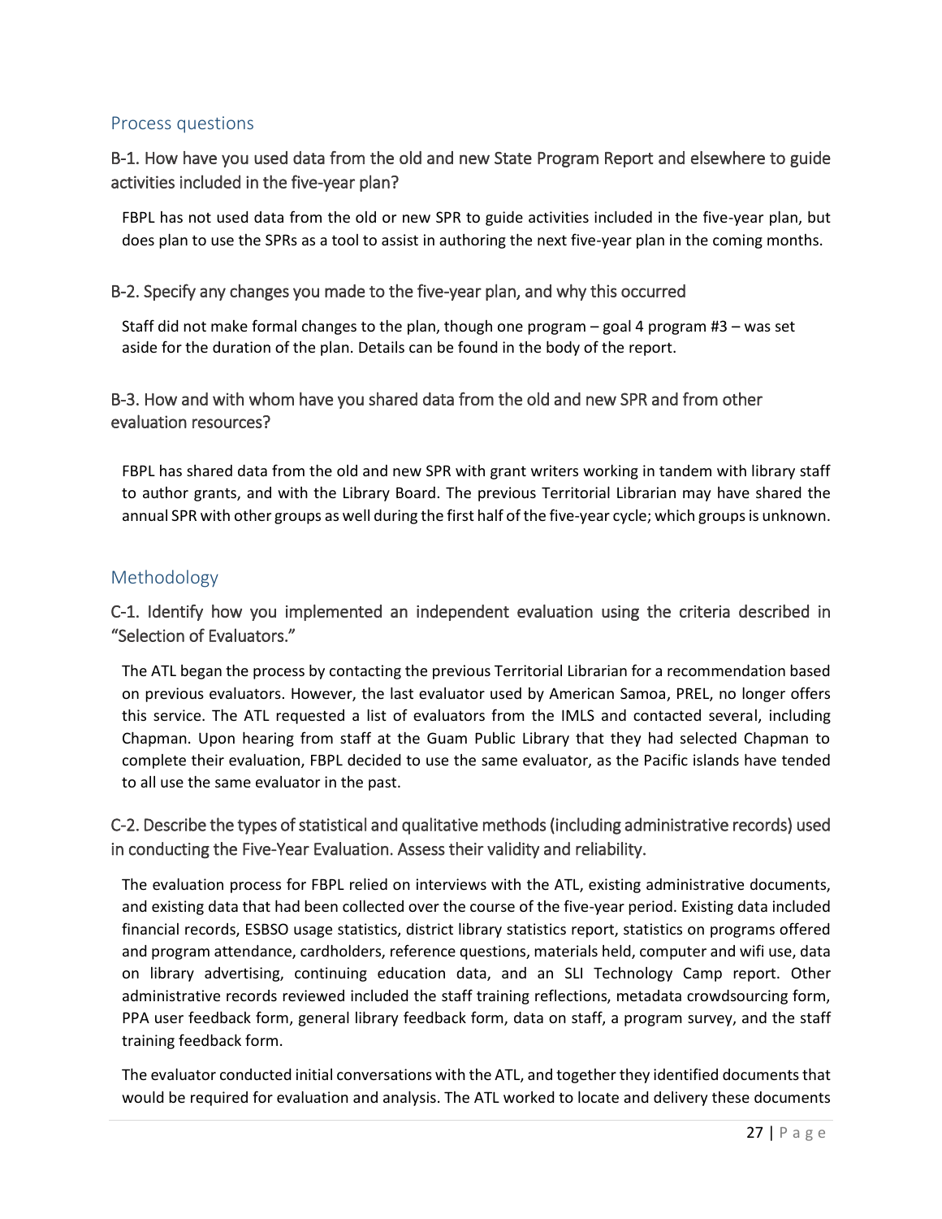## Process questions

### B-1. How have you used data from the old and new State Program Report and elsewhere to guide activities included in the five-year plan?

FBPL has not used data from the old or new SPR to guide activities included in the five-year plan, but does plan to use the SPRs as a tool to assist in authoring the next five-year plan in the coming months.

### B-2. Specify any changes you made to the five-year plan, and why this occurred

Staff did not make formal changes to the plan, though one program – goal 4 program #3 – was set aside for the duration of the plan. Details can be found in the body of the report.

### B-3. How and with whom have you shared data from the old and new SPR and from other evaluation resources?

FBPL has shared data from the old and new SPR with grant writers working in tandem with library staff to author grants, and with the Library Board. The previous Territorial Librarian may have shared the annual SPR with other groups as well during the first half of the five-year cycle; which groups is unknown.

## Methodology

### C-1. Identify how you implemented an independent evaluation using the criteria described in "Selection of Evaluators."

The ATL began the process by contacting the previous Territorial Librarian for a recommendation based on previous evaluators. However, the last evaluator used by American Samoa, PREL, no longer offers this service. The ATL requested a list of evaluators from the IMLS and contacted several, including Chapman. Upon hearing from staff at the Guam Public Library that they had selected Chapman to complete their evaluation, FBPL decided to use the same evaluator, as the Pacific islands have tended to all use the same evaluator in the past.

### C-2. Describe the types of statistical and qualitative methods (including administrative records) used in conducting the Five-Year Evaluation. Assess their validity and reliability.

The evaluation process for FBPL relied on interviews with the ATL, existing administrative documents, and existing data that had been collected over the course of the five-year period. Existing data included financial records, ESBSO usage statistics, district library statistics report, statistics on programs offered and program attendance, cardholders, reference questions, materials held, computer and wifi use, data on library advertising, continuing education data, and an SLI Technology Camp report. Other administrative records reviewed included the staff training reflections, metadata crowdsourcing form, PPA user feedback form, general library feedback form, data on staff, a program survey, and the staff training feedback form.

The evaluator conducted initial conversations with the ATL, and together they identified documents that would be required for evaluation and analysis. The ATL worked to locate and delivery these documents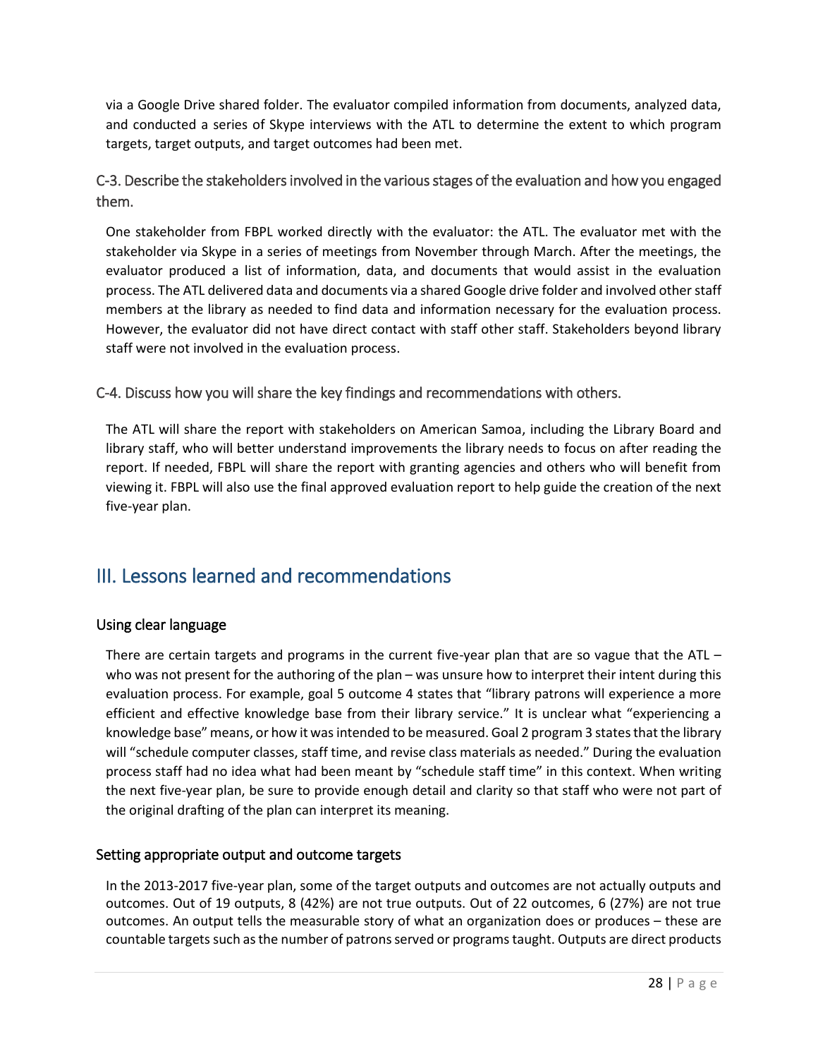via a Google Drive shared folder. The evaluator compiled information from documents, analyzed data, and conducted a series of Skype interviews with the ATL to determine the extent to which program targets, target outputs, and target outcomes had been met.

### C-3. Describe the stakeholders involved in the various stages of the evaluation and how you engaged them.

One stakeholder from FBPL worked directly with the evaluator: the ATL. The evaluator met with the stakeholder via Skype in a series of meetings from November through March. After the meetings, the evaluator produced a list of information, data, and documents that would assist in the evaluation process. The ATL delivered data and documents via a shared Google drive folder and involved other staff members at the library as needed to find data and information necessary for the evaluation process. However, the evaluator did not have direct contact with staff other staff. Stakeholders beyond library staff were not involved in the evaluation process.

### C-4. Discuss how you will share the key findings and recommendations with others.

The ATL will share the report with stakeholders on American Samoa, including the Library Board and library staff, who will better understand improvements the library needs to focus on after reading the report. If needed, FBPL will share the report with granting agencies and others who will benefit from viewing it. FBPL will also use the final approved evaluation report to help guide the creation of the next five-year plan.

## III. Lessons learned and recommendations

### Using clear language

There are certain targets and programs in the current five-year plan that are so vague that the ATL – who was not present for the authoring of the plan – was unsure how to interpret their intent during this evaluation process. For example, goal 5 outcome 4 states that "library patrons will experience a more efficient and effective knowledge base from their library service." It is unclear what "experiencing a knowledge base" means, or how it was intended to be measured. Goal 2 program 3 states that the library will "schedule computer classes, staff time, and revise class materials as needed." During the evaluation process staff had no idea what had been meant by "schedule staff time" in this context. When writing the next five-year plan, be sure to provide enough detail and clarity so that staff who were not part of the original drafting of the plan can interpret its meaning.

### Setting appropriate output and outcome targets

In the 2013-2017 five-year plan, some of the target outputs and outcomes are not actually outputs and outcomes. Out of 19 outputs, 8 (42%) are not true outputs. Out of 22 outcomes, 6 (27%) are not true outcomes. An output tells the measurable story of what an organization does or produces – these are countable targets such as the number of patrons served or programs taught. Outputs are direct products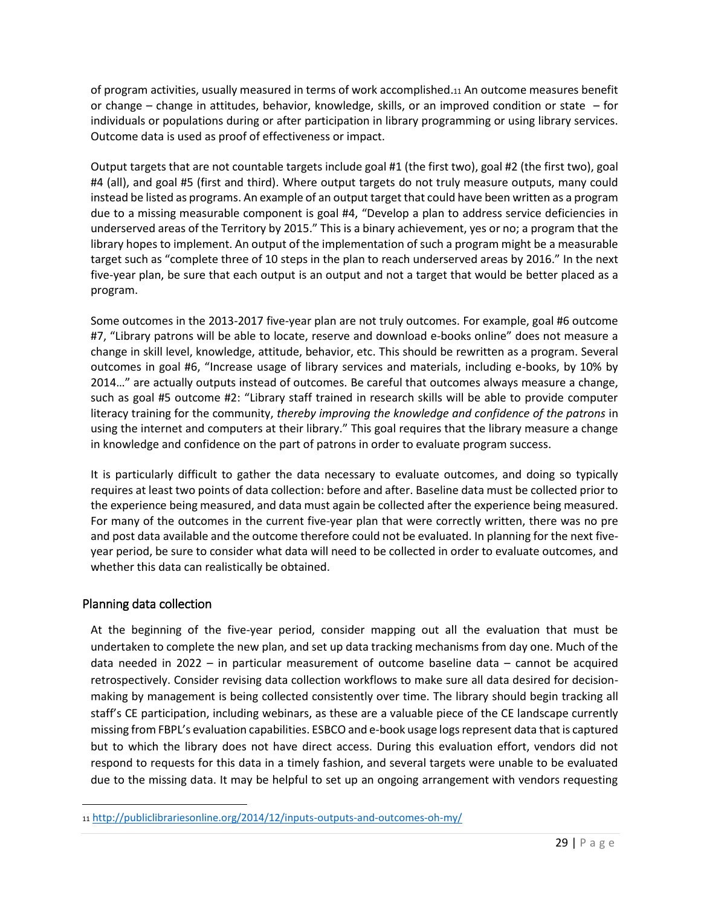of program activities, usually measured in terms of work accomplished.[11] An outcome measures benefit or change – change in attitudes, behavior, knowledge, skills, or an improved condition or state – for individuals or populations during or after participation in library programming or using library services. Outcome data is used as proof of effectiveness or impact.

Output targets that are not countable targets include goal #1 (the first two), goal #2 (the first two), goal #4 (all), and goal #5 (first and third). Where output targets do not truly measure outputs, many could instead be listed as programs. An example of an output target that could have been written as a program due to a missing measurable component is goal #4, "Develop a plan to address service deficiencies in underserved areas of the Territory by 2015." This is a binary achievement, yes or no; a program that the library hopes to implement. An output of the implementation of such a program might be a measurable target such as "complete three of 10 steps in the plan to reach underserved areas by 2016." In the next five-year plan, be sure that each output is an output and not a target that would be better placed as a program.

Some outcomes in the 2013-2017 five-year plan are not truly outcomes. For example, goal #6 outcome #7, "Library patrons will be able to locate, reserve and download e-books online" does not measure a change in skill level, knowledge, attitude, behavior, etc. This should be rewritten as a program. Several outcomes in goal #6, "Increase usage of library services and materials, including e-books, by 10% by 2014…" are actually outputs instead of outcomes. Be careful that outcomes always measure a change, such as goal #5 outcome #2: "Library staff trained in research skills will be able to provide computer literacy training for the community, *thereby improving the knowledge and confidence of the patrons* in using the internet and computers at their library." This goal requires that the library measure a change in knowledge and confidence on the part of patrons in order to evaluate program success.

It is particularly difficult to gather the data necessary to evaluate outcomes, and doing so typically requires at least two points of data collection: before and after. Baseline data must be collected prior to the experience being measured, and data must again be collected after the experience being measured. For many of the outcomes in the current five-year plan that were correctly written, there was no pre and post data available and the outcome therefore could not be evaluated. In planning for the next five-year period, be sure to consider what data will need to be collected in order to evaluate outcomes, and whether this data can realistically be obtained.

## Planning data collection

At the beginning of the five-year period, consider mapping out all the evaluation that must be undertaken to complete the new plan, and set up data tracking mechanisms from day one. Much of the data needed in 2022 – in particular measurement of outcome baseline data – cannot be acquired retrospectively. Consider revising data collection workflows to make sure all data desired for decision-making by management is being collected consistently over time. The library should begin tracking all staff's CE participation, including webinars, as these are a valuable piece of the CE landscape currently missing from FBPL's evaluation capabilities. ESBCO and e-book usage logs represent data that is captured but to which the library does not have direct access. During this evaluation effort, vendors did not respond to requests for this data in a timely fashion, and several targets were unable to be evaluated due to the missing data. It may be helpful to set up an ongoing arrangement with vendors requesting

[11] http://publiclibrariesonline.org/2014/12/inputs-outputs-and-outcomes-oh-my/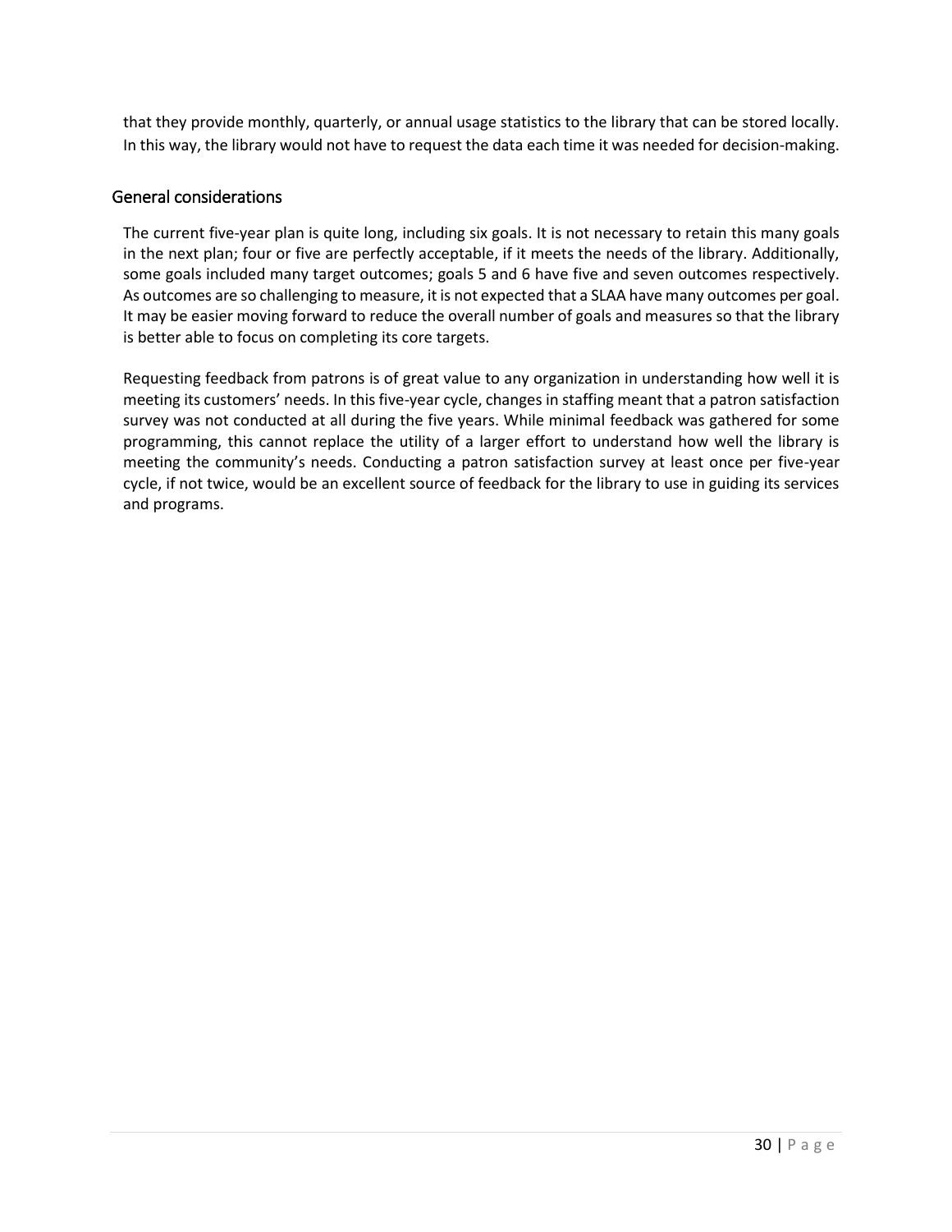that they provide monthly, quarterly, or annual usage statistics to the library that can be stored locally. In this way, the library would not have to request the data each time it was needed for decision-making.

## General considerations

The current five-year plan is quite long, including six goals. It is not necessary to retain this many goals in the next plan; four or five are perfectly acceptable, if it meets the needs of the library. Additionally, some goals included many target outcomes; goals 5 and 6 have five and seven outcomes respectively. As outcomes are so challenging to measure, it is not expected that a SLAA have many outcomes per goal. It may be easier moving forward to reduce the overall number of goals and measures so that the library is better able to focus on completing its core targets.

Requesting feedback from patrons is of great value to any organization in understanding how well it is meeting its customers' needs. In this five-year cycle, changes in staffing meant that a patron satisfaction survey was not conducted at all during the five years. While minimal feedback was gathered for some programming, this cannot replace the utility of a larger effort to understand how well the library is meeting the community's needs. Conducting a patron satisfaction survey at least once per five-year cycle, if not twice, would be an excellent source of feedback for the library to use in guiding its services and programs.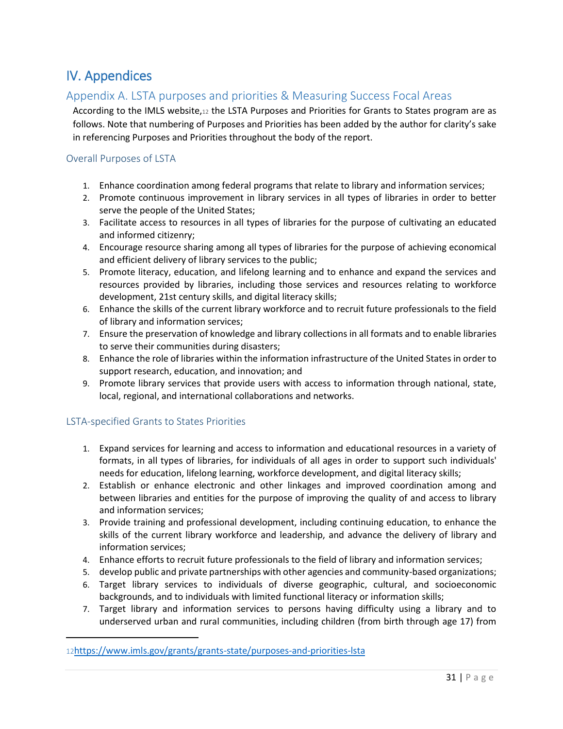# IV. Appendices

## Appendix A. LSTA purposes and priorities & Measuring Success Focal Areas

According to the IMLS website,[12] the LSTA Purposes and Priorities for Grants to States program are as follows. Note that numbering of Purposes and Priorities has been added by the author for clarity's sake in referencing Purposes and Priorities throughout the body of the report.

### Overall Purposes of LSTA

1. Enhance coordination among federal programs that relate to library and information services;
2. Promote continuous improvement in library services in all types of libraries in order to better serve the people of the United States;
3. Facilitate access to resources in all types of libraries for the purpose of cultivating an educated and informed citizenry;
4. Encourage resource sharing among all types of libraries for the purpose of achieving economical and efficient delivery of library services to the public;
5. Promote literacy, education, and lifelong learning and to enhance and expand the services and resources provided by libraries, including those services and resources relating to workforce development, 21st century skills, and digital literacy skills;
6. Enhance the skills of the current library workforce and to recruit future professionals to the field of library and information services;
7. Ensure the preservation of knowledge and library collections in all formats and to enable libraries to serve their communities during disasters;
8. Enhance the role of libraries within the information infrastructure of the United States in order to support research, education, and innovation; and
9. Promote library services that provide users with access to information through national, state, local, regional, and international collaborations and networks.

### LSTA-specified Grants to States Priorities

1. Expand services for learning and access to information and educational resources in a variety of formats, in all types of libraries, for individuals of all ages in order to support such individuals' needs for education, lifelong learning, workforce development, and digital literacy skills;
2. Establish or enhance electronic and other linkages and improved coordination among and between libraries and entities for the purpose of improving the quality of and access to library and information services;
3. Provide training and professional development, including continuing education, to enhance the skills of the current library workforce and leadership, and advance the delivery of library and information services;
4. Enhance efforts to recruit future professionals to the field of library and information services;
5. develop public and private partnerships with other agencies and community-based organizations;
6. Target library services to individuals of diverse geographic, cultural, and socioeconomic backgrounds, and to individuals with limited functional literacy or information skills;
7. Target library and information services to persons having difficulty using a library and to underserved urban and rural communities, including children (from birth through age 17) from

[12] https://www.imls.gov/grants/grants-state/purposes-and-priorities-lsta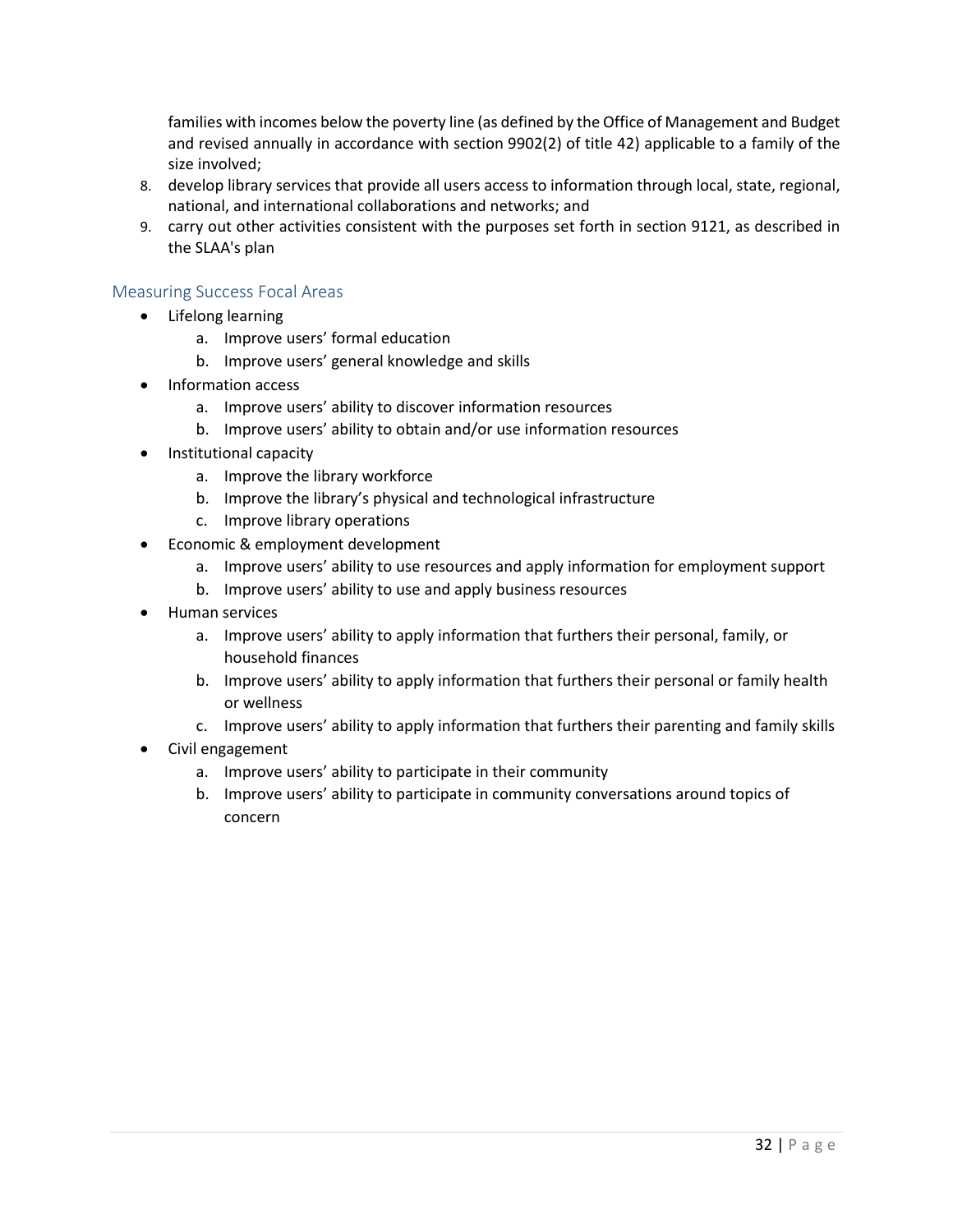families with incomes below the poverty line (as defined by the Office of Management and Budget and revised annually in accordance with section 9902(2) of title 42) applicable to a family of the size involved;

8. develop library services that provide all users access to information through local, state, regional, national, and international collaborations and networks; and
9. carry out other activities consistent with the purposes set forth in section 9121, as described in the SLAA's plan

## Measuring Success Focal Areas

- Lifelong learning
  a. Improve users' formal education
  b. Improve users' general knowledge and skills
- Information access
  a. Improve users' ability to discover information resources
  b. Improve users' ability to obtain and/or use information resources
- Institutional capacity
  a. Improve the library workforce
  b. Improve the library's physical and technological infrastructure
  c. Improve library operations
- Economic & employment development
  a. Improve users' ability to use resources and apply information for employment support
  b. Improve users' ability to use and apply business resources
- Human services
  a. Improve users' ability to apply information that furthers their personal, family, or household finances
  b. Improve users' ability to apply information that furthers their personal or family health or wellness
  c. Improve users' ability to apply information that furthers their parenting and family skills
- Civil engagement
  a. Improve users' ability to participate in their community
  b. Improve users' ability to participate in community conversations around topics of concern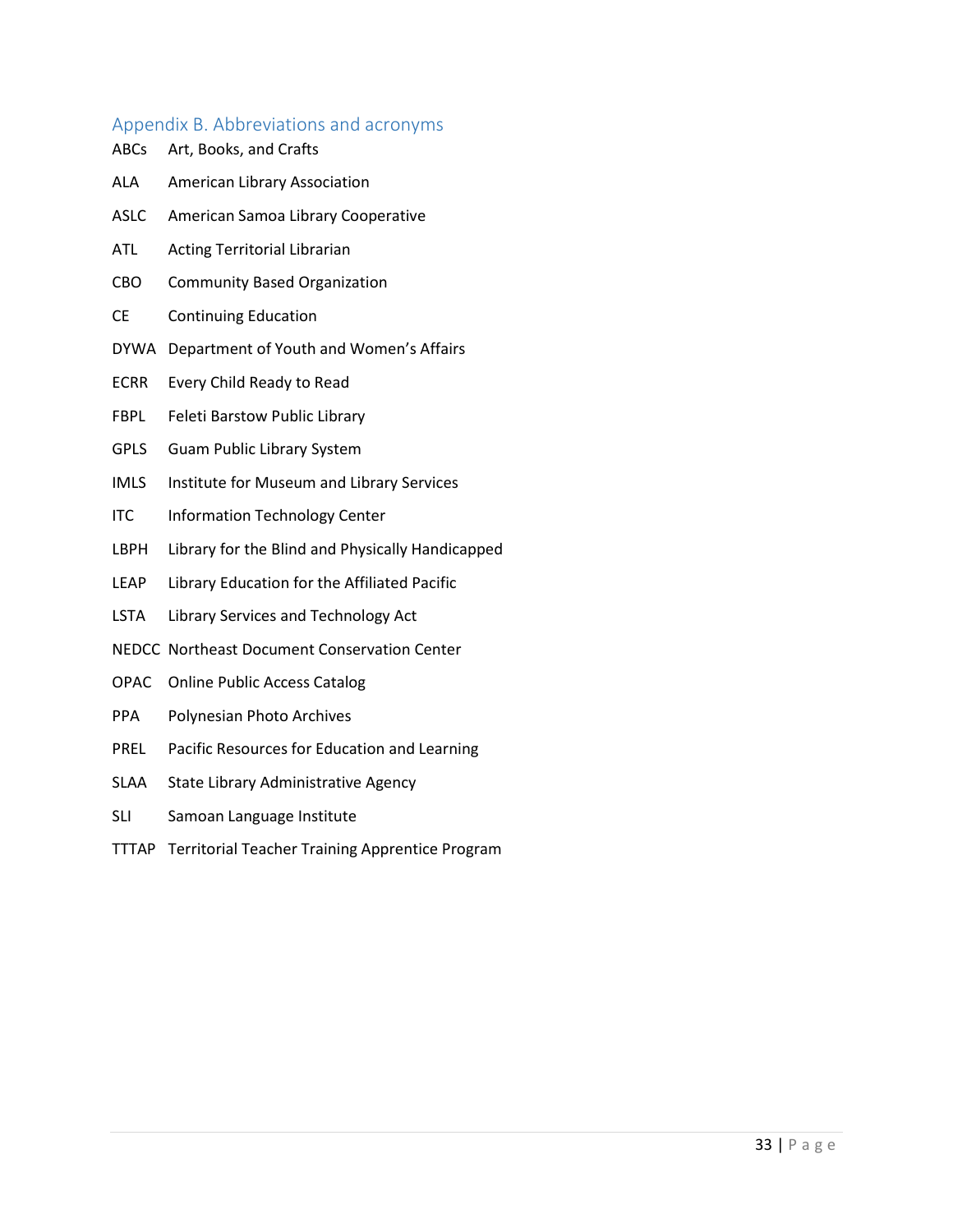## Appendix B. Abbreviations and acronyms

| | |
|---|---|
| ABCs | Art, Books, and Crafts |
| ALA | American Library Association |
| ASLC | American Samoa Library Cooperative |
| ATL | Acting Territorial Librarian |
| CBO | Community Based Organization |
| CE | Continuing Education |
| DYWA | Department of Youth and Women's Affairs |
| ECRR | Every Child Ready to Read |
| FBPL | Feleti Barstow Public Library |
| GPLS | Guam Public Library System |
| IMLS | Institute for Museum and Library Services |
| ITC | Information Technology Center |
| LBPH | Library for the Blind and Physically Handicapped |
| LEAP | Library Education for the Affiliated Pacific |
| LSTA | Library Services and Technology Act |
| NEDCC | Northeast Document Conservation Center |
| OPAC | Online Public Access Catalog |
| PPA | Polynesian Photo Archives |
| PREL | Pacific Resources for Education and Learning |
| SLAA | State Library Administrative Agency |
| SLI | Samoan Language Institute |
| TTTAP | Territorial Teacher Training Apprentice Program |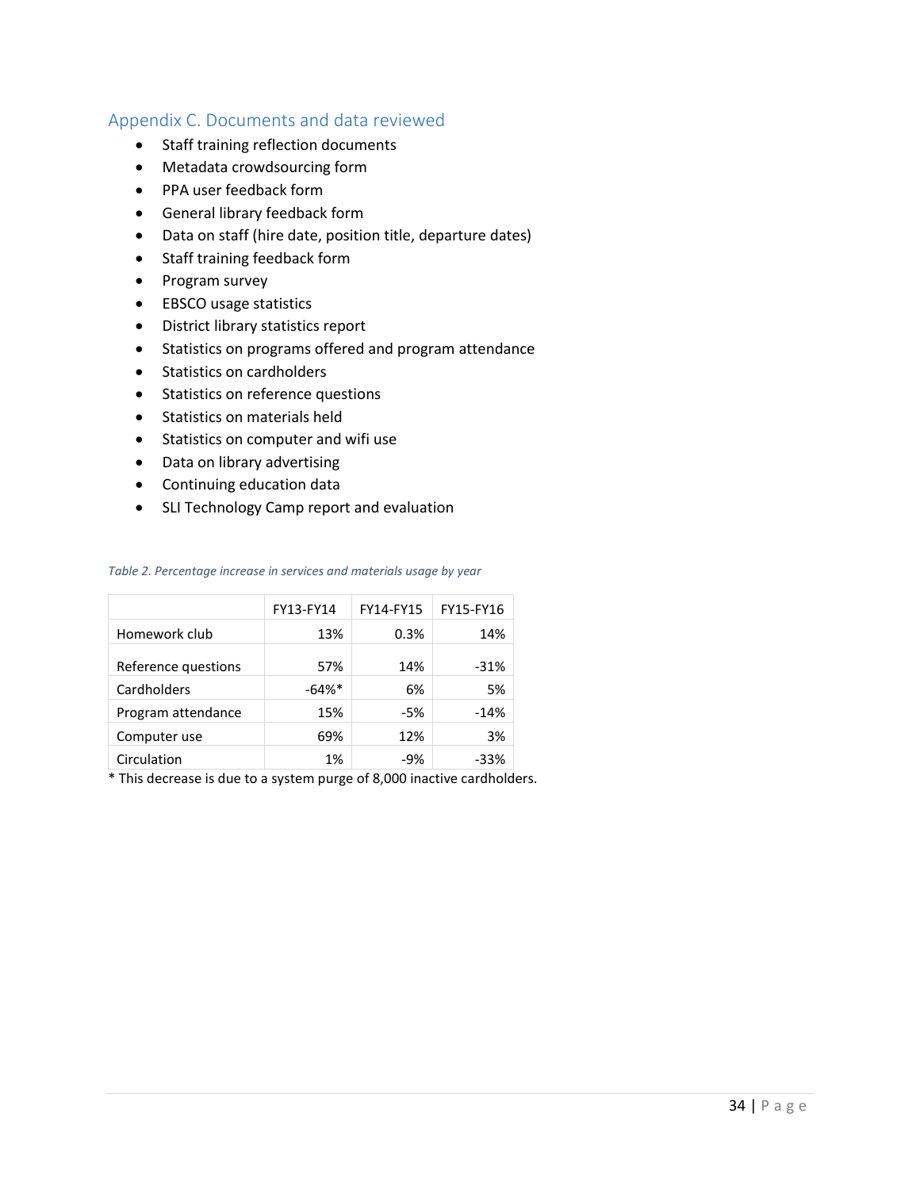## Appendix C. Documents and data reviewed

- Staff training reflection documents
- Metadata crowdsourcing form
- PPA user feedback form
- General library feedback form
- Data on staff (hire date, position title, departure dates)
- Staff training feedback form
- Program survey
- EBSCO usage statistics
- District library statistics report
- Statistics on programs offered and program attendance
- Statistics on cardholders
- Statistics on reference questions
- Statistics on materials held
- Statistics on computer and wifi use
- Data on library advertising
- Continuing education data
- SLI Technology Camp report and evaluation

*Table 2. Percentage increase in services and materials usage by year*

| | FY13-FY14 | FY14-FY15 | FY15-FY16 |
|---|---|---|---|
| Homework club | 13% | 0.3% | 14% |
| Reference questions | 57% | 14% | -31% |
| Cardholders | -64%* | 6% | 5% |
| Program attendance | 15% | -5% | -14% |
| Computer use | 69% | 12% | 3% |
| Circulation | 1% | -9% | -33% |

* This decrease is due to a system purge of 8,000 inactive cardholders.